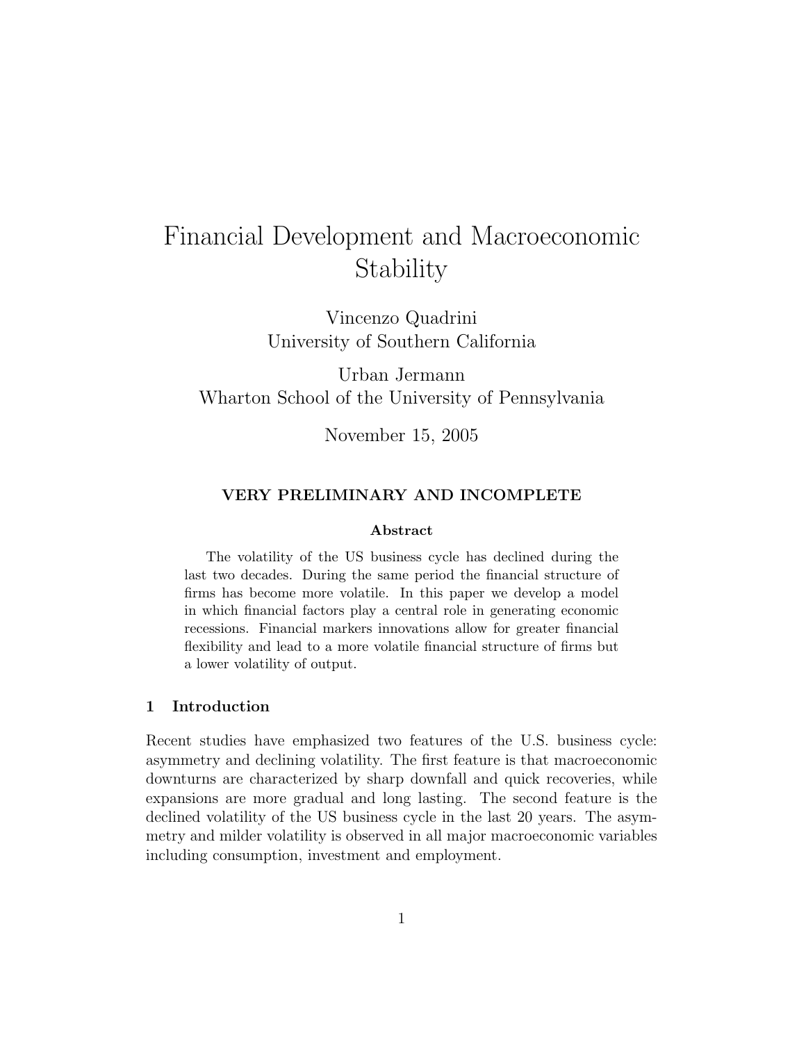# Financial Development and Macroeconomic Stability

Vincenzo Quadrini
University of Southern California

Urban Jermann
Wharton School of the University of Pennsylvania

November 15, 2005

**VERY PRELIMINARY AND INCOMPLETE**

**Abstract**

The volatility of the US business cycle has declined during the last two decades. During the same period the financial structure of firms has become more volatile. In this paper we develop a model in which financial factors play a central role in generating economic recessions. Financial markers innovations allow for greater financial flexibility and lead to a more volatile financial structure of firms but a lower volatility of output.

## 1 Introduction

Recent studies have emphasized two features of the U.S. business cycle: asymmetry and declining volatility. The first feature is that macroeconomic downturns are characterized by sharp downfall and quick recoveries, while expansions are more gradual and long lasting. The second feature is the declined volatility of the US business cycle in the last 20 years. The asymmetry and milder volatility is observed in all major macroeconomic variables including consumption, investment and employment.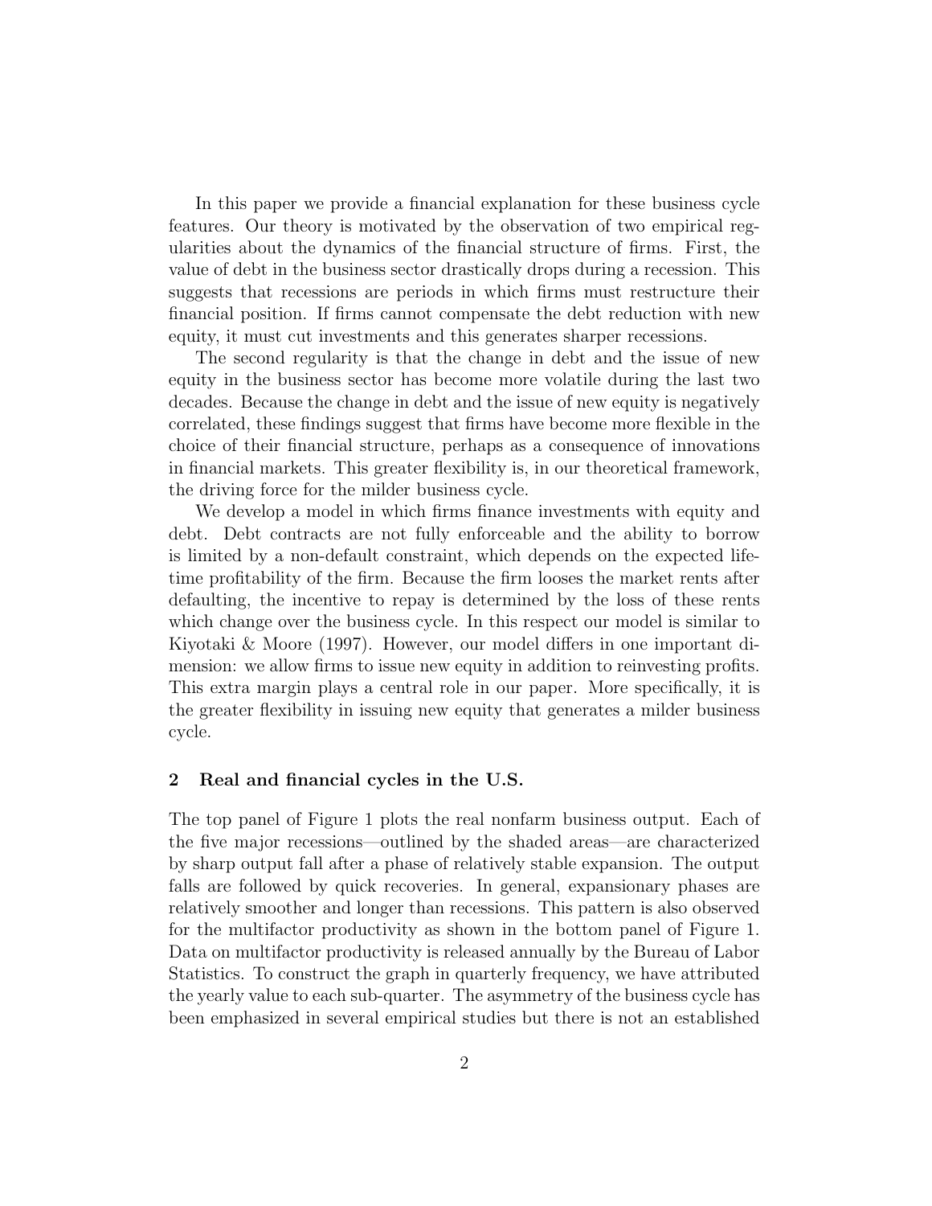In this paper we provide a financial explanation for these business cycle features. Our theory is motivated by the observation of two empirical regularities about the dynamics of the financial structure of firms. First, the value of debt in the business sector drastically drops during a recession. This suggests that recessions are periods in which firms must restructure their financial position. If firms cannot compensate the debt reduction with new equity, it must cut investments and this generates sharper recessions.

The second regularity is that the change in debt and the issue of new equity in the business sector has become more volatile during the last two decades. Because the change in debt and the issue of new equity is negatively correlated, these findings suggest that firms have become more flexible in the choice of their financial structure, perhaps as a consequence of innovations in financial markets. This greater flexibility is, in our theoretical framework, the driving force for the milder business cycle.

We develop a model in which firms finance investments with equity and debt. Debt contracts are not fully enforceable and the ability to borrow is limited by a non-default constraint, which depends on the expected lifetime profitability of the firm. Because the firm looses the market rents after defaulting, the incentive to repay is determined by the loss of these rents which change over the business cycle. In this respect our model is similar to Kiyotaki & Moore (1997). However, our model differs in one important dimension: we allow firms to issue new equity in addition to reinvesting profits. This extra margin plays a central role in our paper. More specifically, it is the greater flexibility in issuing new equity that generates a milder business cycle.

## 2 Real and financial cycles in the U.S.

The top panel of Figure 1 plots the real nonfarm business output. Each of the five major recessions—outlined by the shaded areas—are characterized by sharp output fall after a phase of relatively stable expansion. The output falls are followed by quick recoveries. In general, expansionary phases are relatively smoother and longer than recessions. This pattern is also observed for the multifactor productivity as shown in the bottom panel of Figure 1. Data on multifactor productivity is released annually by the Bureau of Labor Statistics. To construct the graph in quarterly frequency, we have attributed the yearly value to each sub-quarter. The asymmetry of the business cycle has been emphasized in several empirical studies but there is not an established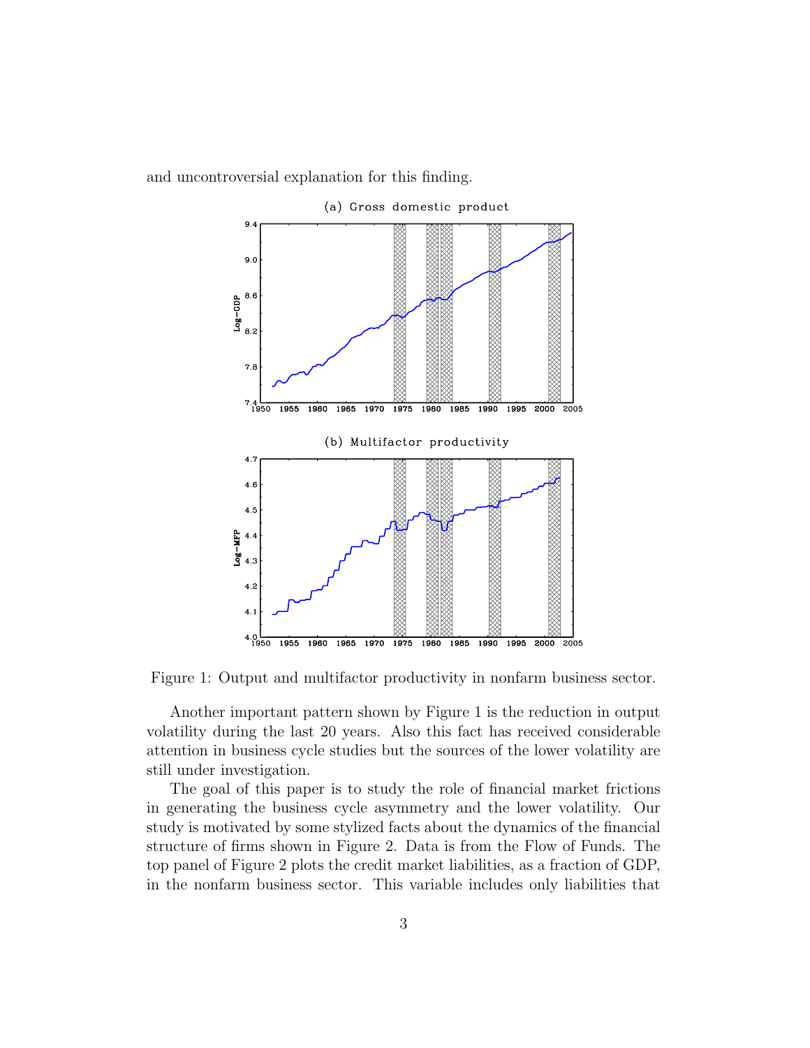and uncontroversial explanation for this finding.

Figure 1: Output and multifactor productivity in nonfarm business sector.

Another important pattern shown by Figure 1 is the reduction in output volatility during the last 20 years. Also this fact has received considerable attention in business cycle studies but the sources of the lower volatility are still under investigation.

The goal of this paper is to study the role of financial market frictions in generating the business cycle asymmetry and the lower volatility. Our study is motivated by some stylized facts about the dynamics of the financial structure of firms shown in Figure 2. Data is from the Flow of Funds. The top panel of Figure 2 plots the credit market liabilities, as a fraction of GDP, in the nonfarm business sector. This variable includes only liabilities that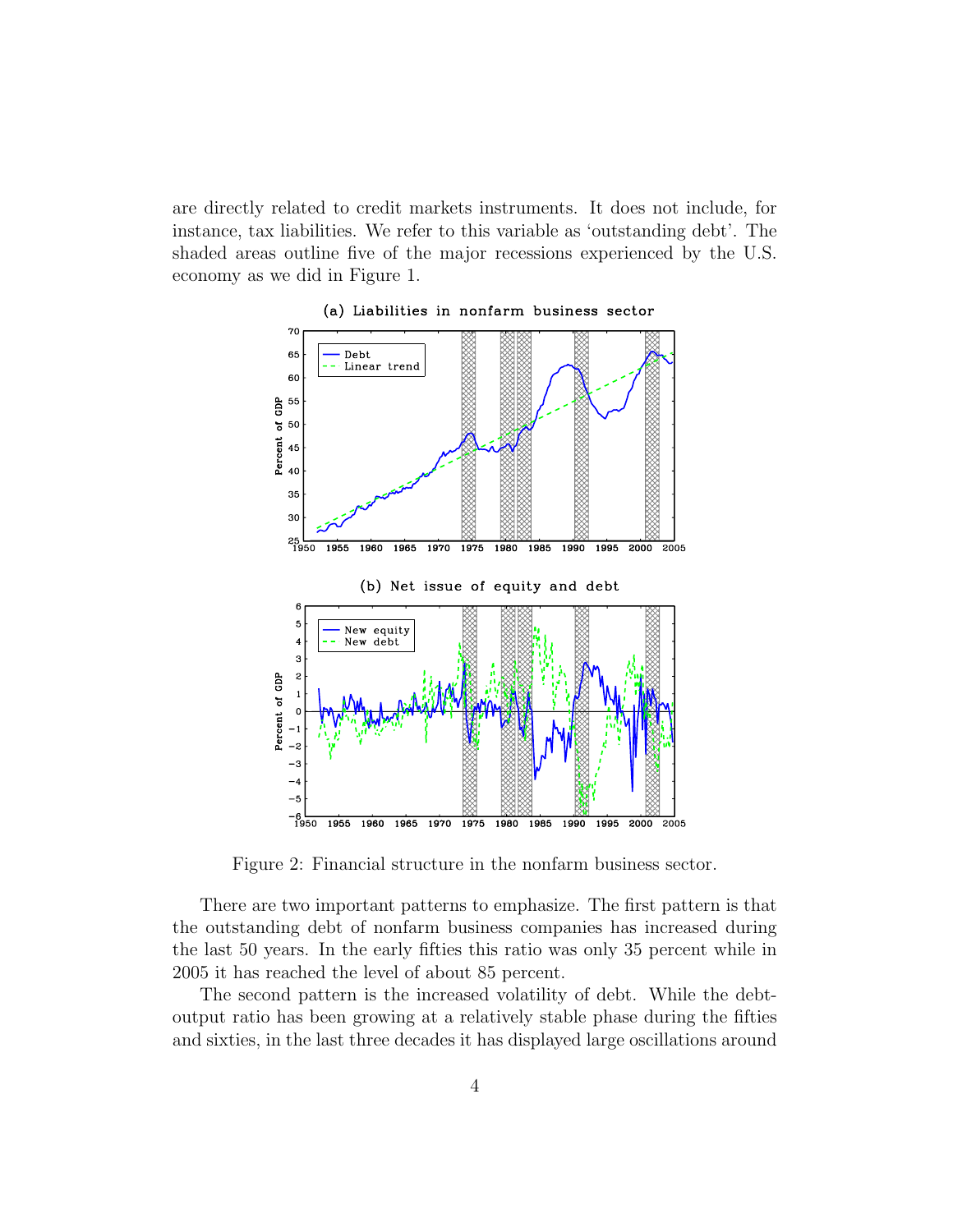are directly related to credit markets instruments. It does not include, for instance, tax liabilities. We refer to this variable as 'outstanding debt'. The shaded areas outline five of the major recessions experienced by the U.S. economy as we did in Figure 1.

Figure 2: Financial structure in the nonfarm business sector.

There are two important patterns to emphasize. The first pattern is that the outstanding debt of nonfarm business companies has increased during the last 50 years. In the early fifties this ratio was only 35 percent while in 2005 it has reached the level of about 85 percent.

The second pattern is the increased volatility of debt. While the debt-output ratio has been growing at a relatively stable phase during the fifties and sixties, in the last three decades it has displayed large oscillations around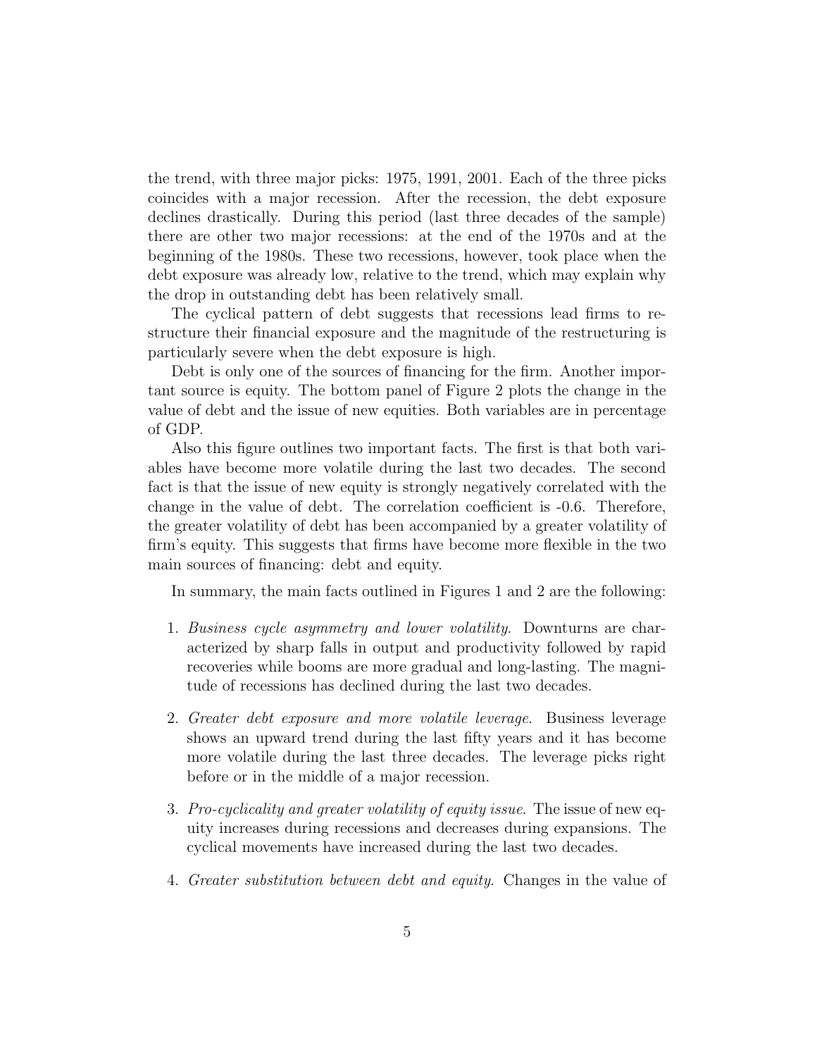the trend, with three major picks: 1975, 1991, 2001. Each of the three picks coincides with a major recession. After the recession, the debt exposure declines drastically. During this period (last three decades of the sample) there are other two major recessions: at the end of the 1970s and at the beginning of the 1980s. These two recessions, however, took place when the debt exposure was already low, relative to the trend, which may explain why the drop in outstanding debt has been relatively small.

The cyclical pattern of debt suggests that recessions lead firms to restructure their financial exposure and the magnitude of the restructuring is particularly severe when the debt exposure is high.

Debt is only one of the sources of financing for the firm. Another important source is equity. The bottom panel of Figure 2 plots the change in the value of debt and the issue of new equities. Both variables are in percentage of GDP.

Also this figure outlines two important facts. The first is that both variables have become more volatile during the last two decades. The second fact is that the issue of new equity is strongly negatively correlated with the change in the value of debt. The correlation coefficient is -0.6. Therefore, the greater volatility of debt has been accompanied by a greater volatility of firm's equity. This suggests that firms have become more flexible in the two main sources of financing: debt and equity.

In summary, the main facts outlined in Figures 1 and 2 are the following:

1. *Business cycle asymmetry and lower volatility*. Downturns are characterized by sharp falls in output and productivity followed by rapid recoveries while booms are more gradual and long-lasting. The magnitude of recessions has declined during the last two decades.

2. *Greater debt exposure and more volatile leverage*. Business leverage shows an upward trend during the last fifty years and it has become more volatile during the last three decades. The leverage picks right before or in the middle of a major recession.

3. *Pro-cyclicality and greater volatility of equity issue*. The issue of new equity increases during recessions and decreases during expansions. The cyclical movements have increased during the last two decades.

4. *Greater substitution between debt and equity*. Changes in the value of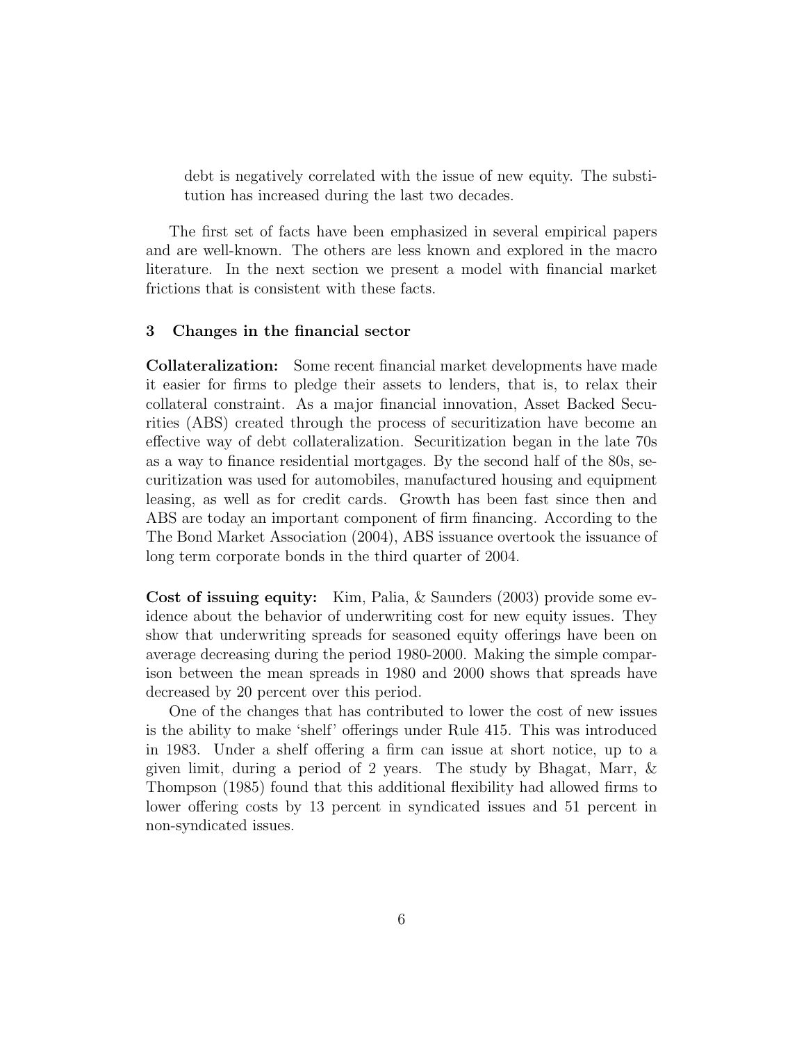debt is negatively correlated with the issue of new equity. The substitution has increased during the last two decades.

The first set of facts have been emphasized in several empirical papers and are well-known. The others are less known and explored in the macro literature. In the next section we present a model with financial market frictions that is consistent with these facts.

## 3 Changes in the financial sector

**Collateralization:** Some recent financial market developments have made it easier for firms to pledge their assets to lenders, that is, to relax their collateral constraint. As a major financial innovation, Asset Backed Securities (ABS) created through the process of securitization have become an effective way of debt collateralization. Securitization began in the late 70s as a way to finance residential mortgages. By the second half of the 80s, securitization was used for automobiles, manufactured housing and equipment leasing, as well as for credit cards. Growth has been fast since then and ABS are today an important component of firm financing. According to the The Bond Market Association (2004), ABS issuance overtook the issuance of long term corporate bonds in the third quarter of 2004.

**Cost of issuing equity:** Kim, Palia, & Saunders (2003) provide some evidence about the behavior of underwriting cost for new equity issues. They show that underwriting spreads for seasoned equity offerings have been on average decreasing during the period 1980-2000. Making the simple comparison between the mean spreads in 1980 and 2000 shows that spreads have decreased by 20 percent over this period.

One of the changes that has contributed to lower the cost of new issues is the ability to make 'shelf' offerings under Rule 415. This was introduced in 1983. Under a shelf offering a firm can issue at short notice, up to a given limit, during a period of 2 years. The study by Bhagat, Marr, & Thompson (1985) found that this additional flexibility had allowed firms to lower offering costs by 13 percent in syndicated issues and 51 percent in non-syndicated issues.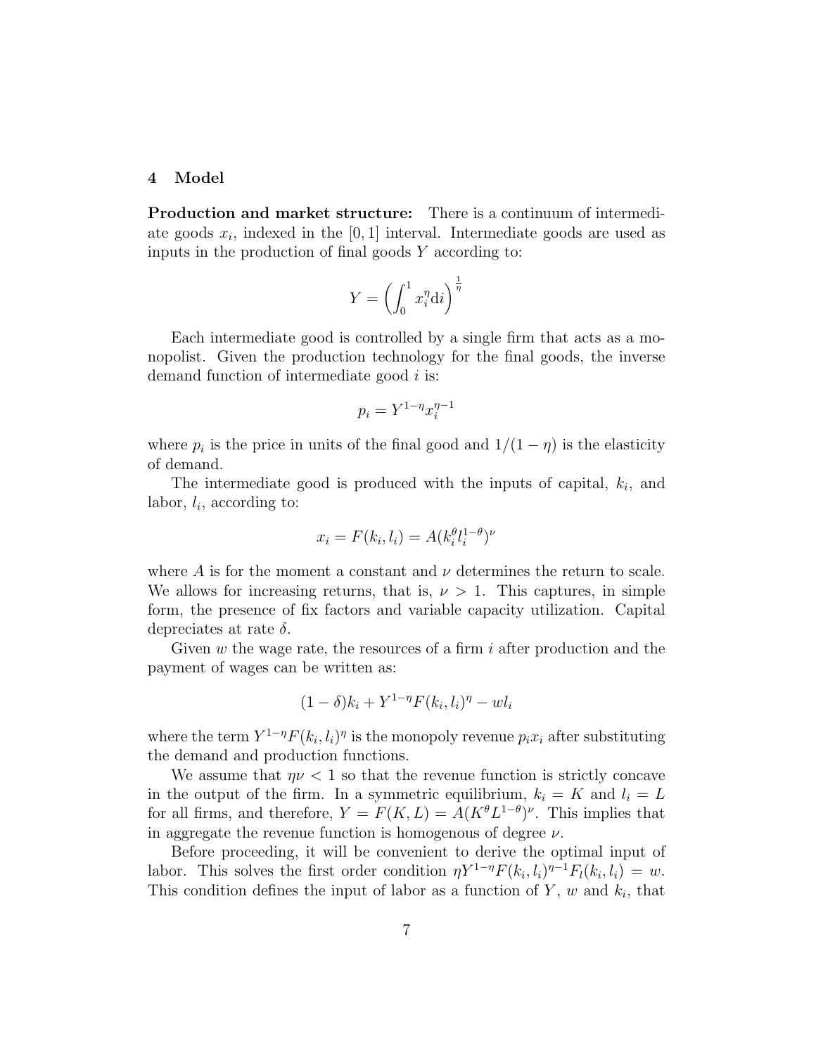## 4 Model

**Production and market structure:** There is a continuum of intermediate goods $x_i$, indexed in the $[0, 1]$ interval. Intermediate goods are used as inputs in the production of final goods $Y$ according to:

$$Y = \left( \int_0^1 x_i^\eta \mathrm{d}i \right)^{\frac{1}{\eta}}$$

Each intermediate good is controlled by a single firm that acts as a monopolist. Given the production technology for the final goods, the inverse demand function of intermediate good $i$ is:

$$p_i = Y^{1-\eta} x_i^{\eta-1}$$

where $p_i$ is the price in units of the final good and $1/(1-\eta)$ is the elasticity of demand.

The intermediate good is produced with the inputs of capital, $k_i$, and labor, $l_i$, according to:

$$x_i = F(k_i, l_i) = A(k_i^\theta l_i^{1-\theta})^\nu$$

where $A$ is for the moment a constant and $\nu$ determines the return to scale. We allows for increasing returns, that is, $\nu > 1$. This captures, in simple form, the presence of fix factors and variable capacity utilization. Capital depreciates at rate $\delta$.

Given $w$ the wage rate, the resources of a firm $i$ after production and the payment of wages can be written as:

$$(1-\delta)k_i + Y^{1-\eta} F(k_i, l_i)^\eta - w l_i$$

where the term $Y^{1-\eta} F(k_i, l_i)^\eta$ is the monopoly revenue $p_i x_i$ after substituting the demand and production functions.

We assume that $\eta\nu < 1$ so that the revenue function is strictly concave in the output of the firm. In a symmetric equilibrium, $k_i = K$ and $l_i = L$ for all firms, and therefore, $Y = F(K, L) = A(K^\theta L^{1-\theta})^\nu$. This implies that in aggregate the revenue function is homogenous of degree $\nu$.

Before proceeding, it will be convenient to derive the optimal input of labor. This solves the first order condition $\eta Y^{1-\eta} F(k_i, l_i)^{\eta-1} F_l(k_i, l_i) = w$. This condition defines the input of labor as a function of $Y$, $w$ and $k_i$, that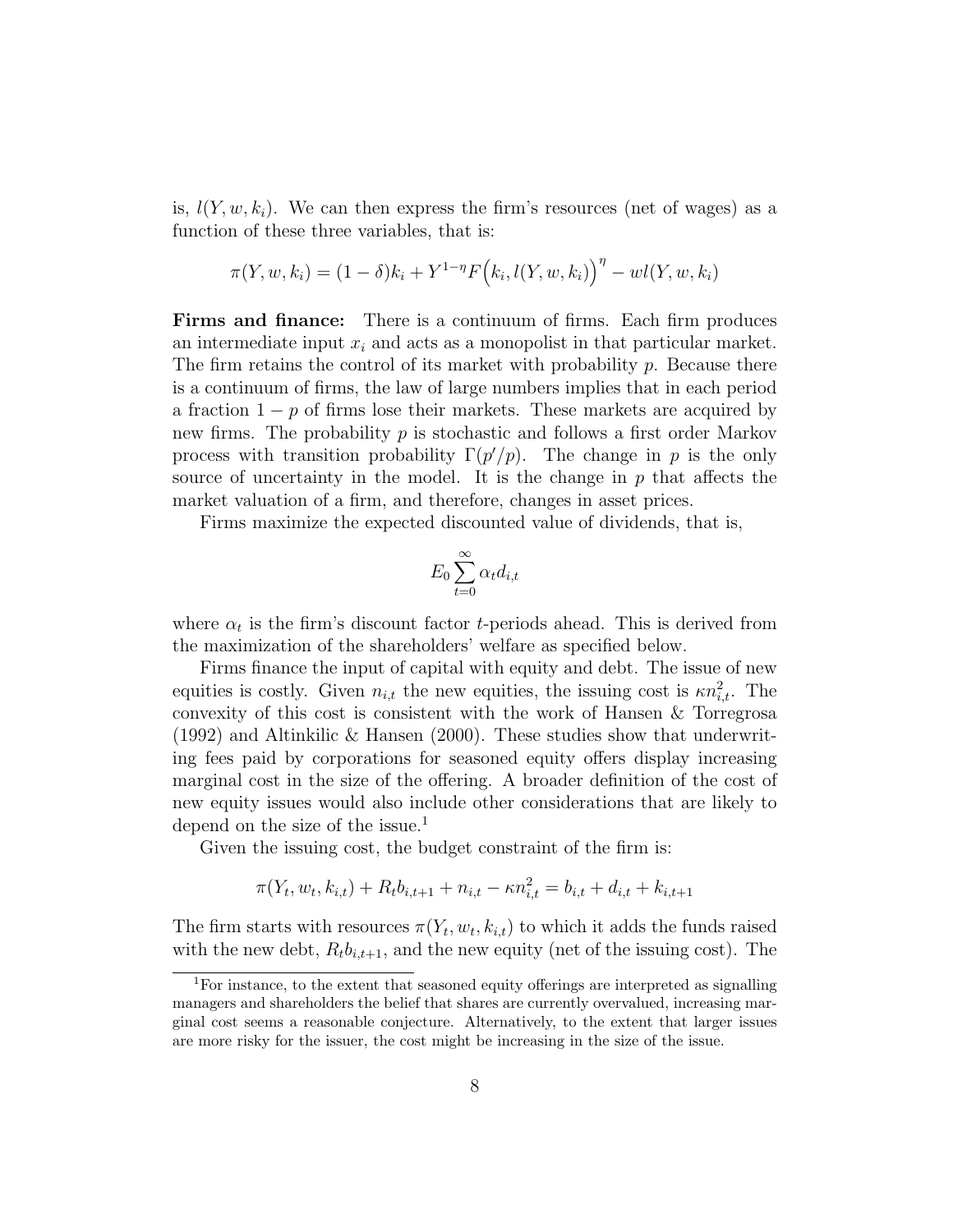is, $l(Y, w, k_i)$. We can then express the firm's resources (net of wages) as a function of these three variables, that is:

$$\pi(Y, w, k_i) = (1 - \delta)k_i + Y^{1-\eta} F\Big(k_i, l(Y, w, k_i)\Big)^{\eta} - wl(Y, w, k_i)$$

**Firms and finance:** There is a continuum of firms. Each firm produces an intermediate input $x_i$ and acts as a monopolist in that particular market. The firm retains the control of its market with probability $p$. Because there is a continuum of firms, the law of large numbers implies that in each period a fraction $1 - p$ of firms lose their markets. These markets are acquired by new firms. The probability $p$ is stochastic and follows a first order Markov process with transition probability $\Gamma(p'/p)$. The change in $p$ is the only source of uncertainty in the model. It is the change in $p$ that affects the market valuation of a firm, and therefore, changes in asset prices.

Firms maximize the expected discounted value of dividends, that is,

$$E_0 \sum_{t=0}^{\infty} \alpha_t d_{i,t}$$

where $\alpha_t$ is the firm's discount factor $t$-periods ahead. This is derived from the maximization of the shareholders' welfare as specified below.

Firms finance the input of capital with equity and debt. The issue of new equities is costly. Given $n_{i,t}$ the new equities, the issuing cost is $\kappa n_{i,t}^2$. The convexity of this cost is consistent with the work of Hansen & Torregrosa (1992) and Altinkilic & Hansen (2000). These studies show that underwriting fees paid by corporations for seasoned equity offers display increasing marginal cost in the size of the offering. A broader definition of the cost of new equity issues would also include other considerations that are likely to depend on the size of the issue.[1]

Given the issuing cost, the budget constraint of the firm is:

$$\pi(Y_t, w_t, k_{i,t}) + R_t b_{i,t+1} + n_{i,t} - \kappa n_{i,t}^2 = b_{i,t} + d_{i,t} + k_{i,t+1}$$

The firm starts with resources $\pi(Y_t, w_t, k_{i,t})$ to which it adds the funds raised with the new debt, $R_t b_{i,t+1}$, and the new equity (net of the issuing cost). The

[1] For instance, to the extent that seasoned equity offerings are interpreted as signalling managers and shareholders the belief that shares are currently overvalued, increasing marginal cost seems a reasonable conjecture. Alternatively, to the extent that larger issues are more risky for the issuer, the cost might be increasing in the size of the issue.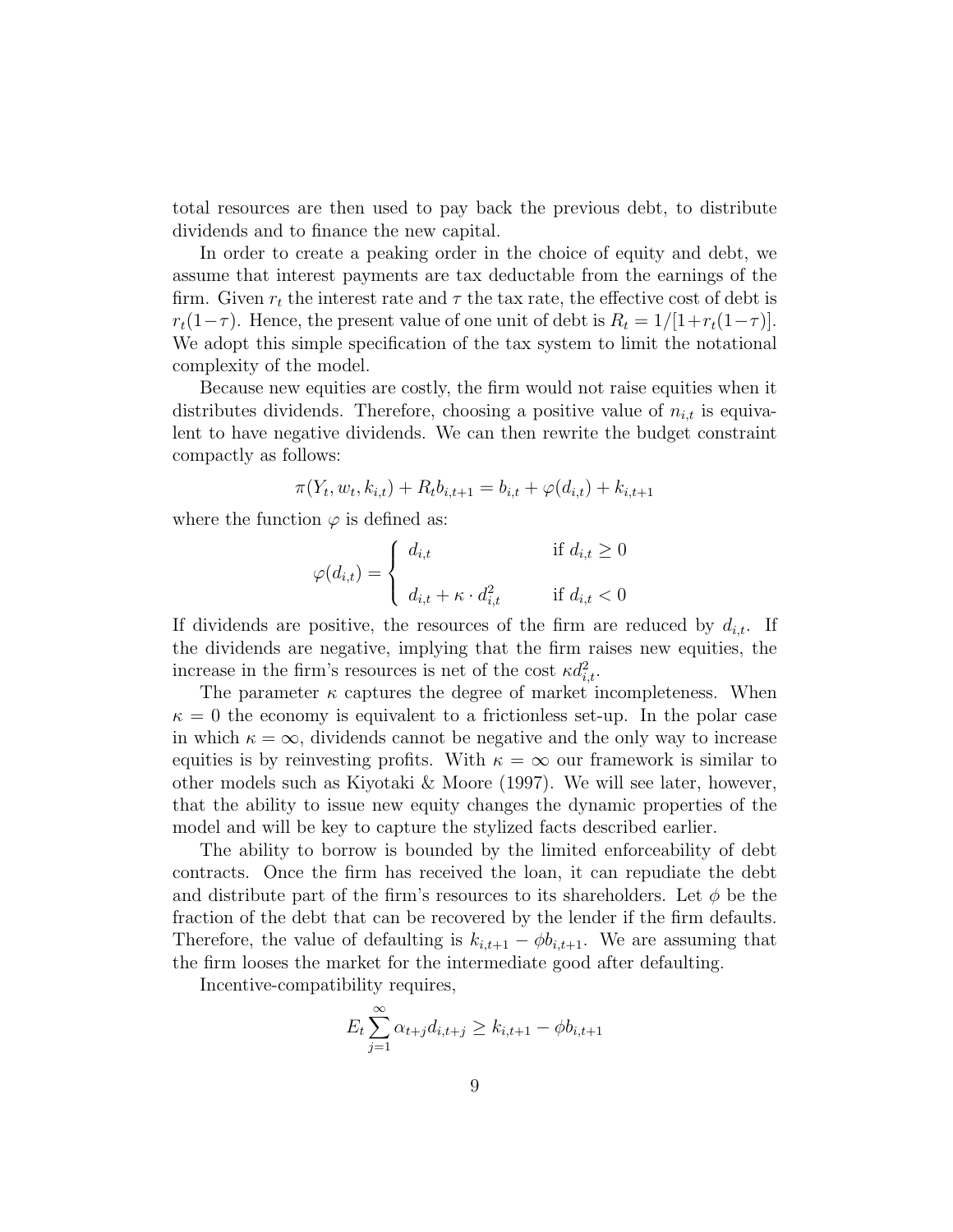total resources are then used to pay back the previous debt, to distribute dividends and to finance the new capital.

In order to create a peaking order in the choice of equity and debt, we assume that interest payments are tax deductable from the earnings of the firm. Given $r_t$ the interest rate and $\tau$ the tax rate, the effective cost of debt is $r_t(1-\tau)$. Hence, the present value of one unit of debt is $R_t = 1/[1+r_t(1-\tau)]$. We adopt this simple specification of the tax system to limit the notational complexity of the model.

Because new equities are costly, the firm would not raise equities when it distributes dividends. Therefore, choosing a positive value of $n_{i,t}$ is equivalent to have negative dividends. We can then rewrite the budget constraint compactly as follows:

$$\pi(Y_t, w_t, k_{i,t}) + R_t b_{i,t+1} = b_{i,t} + \varphi(d_{i,t}) + k_{i,t+1}$$

where the function $\varphi$ is defined as:

$$\varphi(d_{i,t}) = \begin{cases} d_{i,t} & \text{if } d_{i,t} \geq 0 \\ \\ d_{i,t} + \kappa \cdot d_{i,t}^2 & \text{if } d_{i,t} < 0 \end{cases}$$

If dividends are positive, the resources of the firm are reduced by $d_{i,t}$. If the dividends are negative, implying that the firm raises new equities, the increase in the firm's resources is net of the cost $\kappa d_{i,t}^2$.

The parameter $\kappa$ captures the degree of market incompleteness. When $\kappa = 0$ the economy is equivalent to a frictionless set-up. In the polar case in which $\kappa = \infty$, dividends cannot be negative and the only way to increase equities is by reinvesting profits. With $\kappa = \infty$ our framework is similar to other models such as Kiyotaki & Moore (1997). We will see later, however, that the ability to issue new equity changes the dynamic properties of the model and will be key to capture the stylized facts described earlier.

The ability to borrow is bounded by the limited enforceability of debt contracts. Once the firm has received the loan, it can repudiate the debt and distribute part of the firm's resources to its shareholders. Let $\phi$ be the fraction of the debt that can be recovered by the lender if the firm defaults. Therefore, the value of defaulting is $k_{i,t+1} - \phi b_{i,t+1}$. We are assuming that the firm looses the market for the intermediate good after defaulting.

Incentive-compatibility requires,

$$E_t \sum_{j=1}^{\infty} \alpha_{t+j} d_{i,t+j} \geq k_{i,t+1} - \phi b_{i,t+1}$$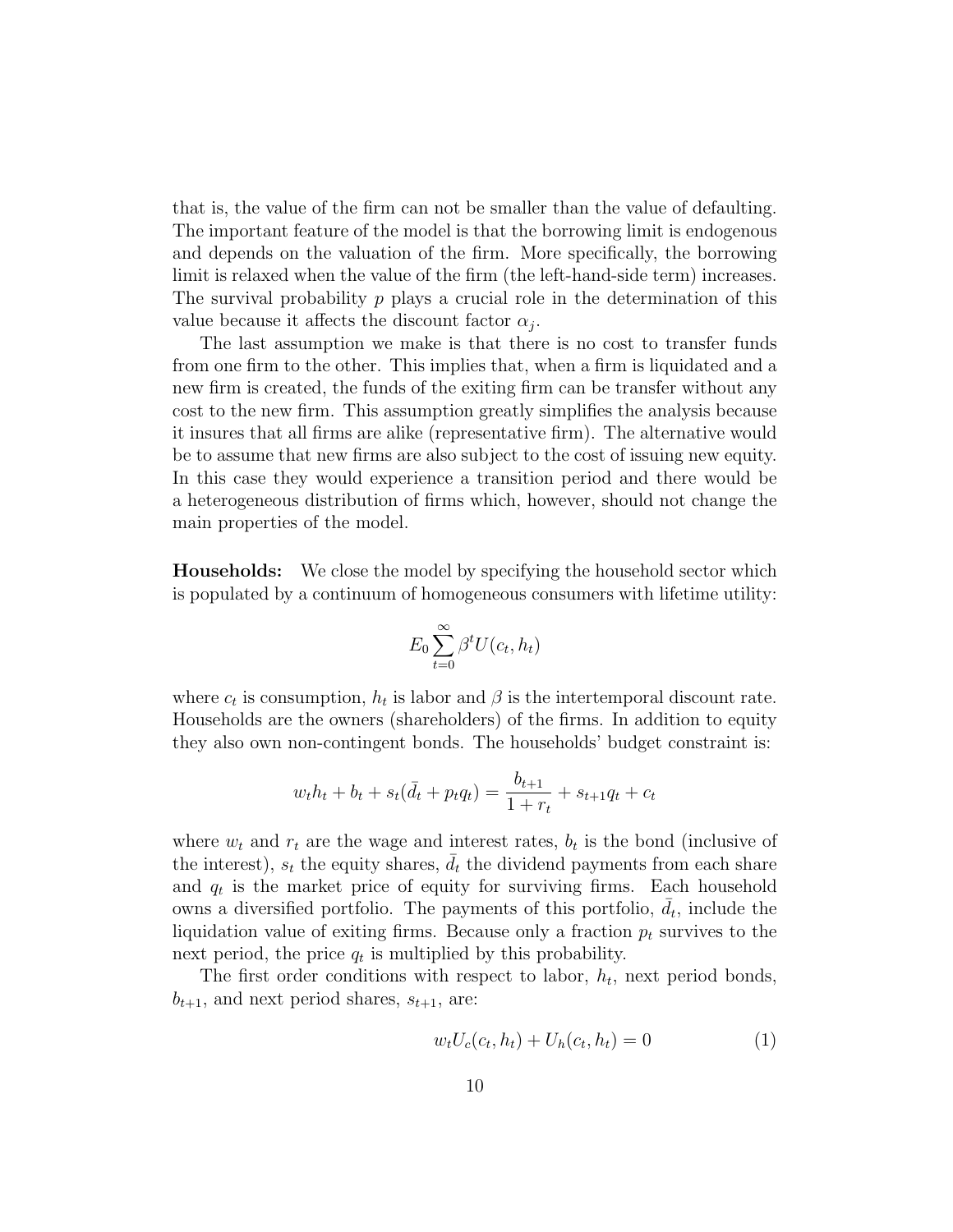that is, the value of the firm can not be smaller than the value of defaulting. The important feature of the model is that the borrowing limit is endogenous and depends on the valuation of the firm. More specifically, the borrowing limit is relaxed when the value of the firm (the left-hand-side term) increases. The survival probability $p$ plays a crucial role in the determination of this value because it affects the discount factor $\alpha_j$.

The last assumption we make is that there is no cost to transfer funds from one firm to the other. This implies that, when a firm is liquidated and a new firm is created, the funds of the exiting firm can be transfer without any cost to the new firm. This assumption greatly simplifies the analysis because it insures that all firms are alike (representative firm). The alternative would be to assume that new firms are also subject to the cost of issuing new equity. In this case they would experience a transition period and there would be a heterogeneous distribution of firms which, however, should not change the main properties of the model.

**Households:** We close the model by specifying the household sector which is populated by a continuum of homogeneous consumers with lifetime utility:

$$E_0 \sum_{t=0}^{\infty} \beta^t U(c_t, h_t)$$

where $c_t$ is consumption, $h_t$ is labor and $\beta$ is the intertemporal discount rate. Households are the owners (shareholders) of the firms. In addition to equity they also own non-contingent bonds. The households' budget constraint is:

$$w_t h_t + b_t + s_t(\bar{d}_t + p_t q_t) = \frac{b_{t+1}}{1 + r_t} + s_{t+1} q_t + c_t$$

where $w_t$ and $r_t$ are the wage and interest rates, $b_t$ is the bond (inclusive of the interest), $s_t$ the equity shares, $\bar{d}_t$ the dividend payments from each share and $q_t$ is the market price of equity for surviving firms. Each household owns a diversified portfolio. The payments of this portfolio, $\bar{d}_t$, include the liquidation value of exiting firms. Because only a fraction $p_t$ survives to the next period, the price $q_t$ is multiplied by this probability.

The first order conditions with respect to labor, $h_t$, next period bonds, $b_{t+1}$, and next period shares, $s_{t+1}$, are:

$$w_t U_c(c_t, h_t) + U_h(c_t, h_t) = 0 \tag{1}$$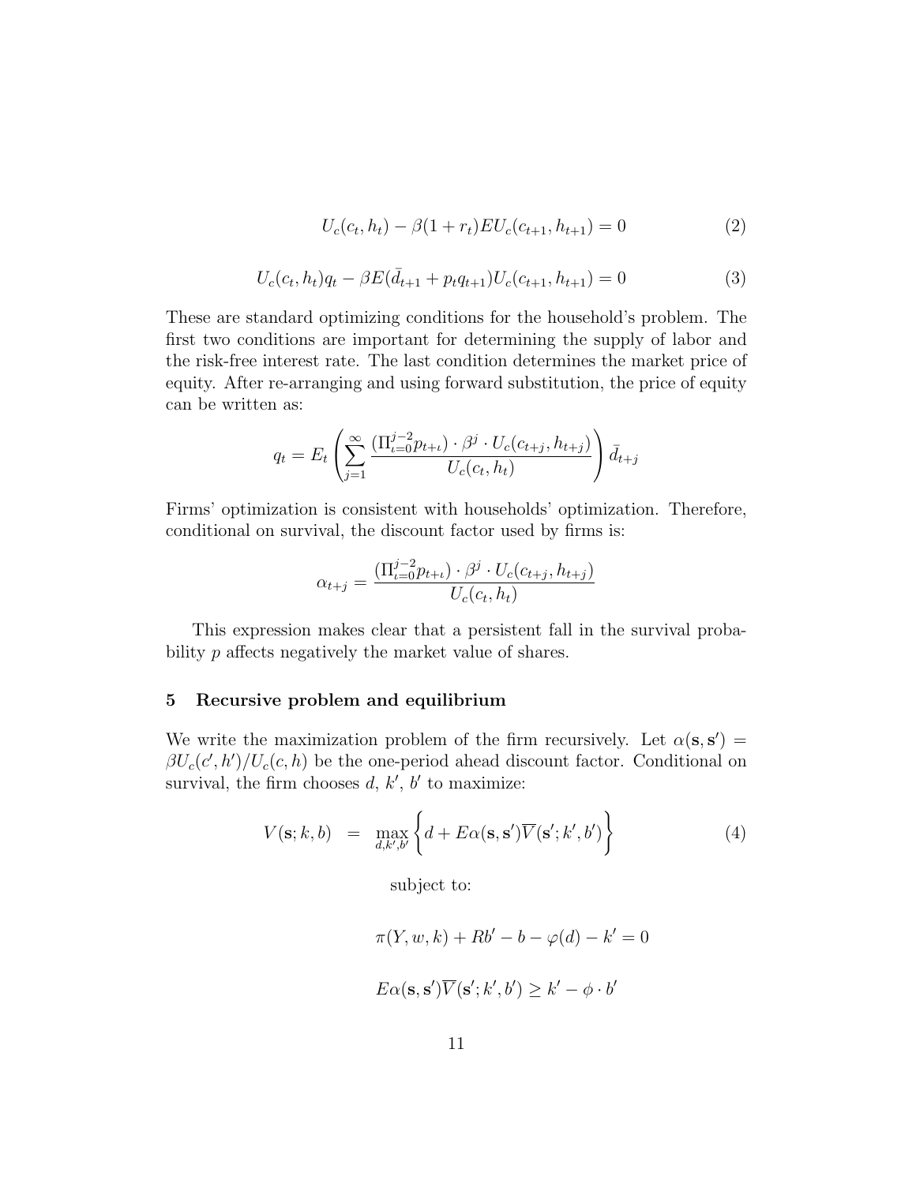$$U_c(c_t, h_t) - \beta(1 + r_t) E U_c(c_{t+1}, h_{t+1}) = 0 \tag{2}$$

$$U_c(c_t, h_t) q_t - \beta E(\bar{d}_{t+1} + p_t q_{t+1}) U_c(c_{t+1}, h_{t+1}) = 0 \tag{3}$$

These are standard optimizing conditions for the household's problem. The first two conditions are important for determining the supply of labor and the risk-free interest rate. The last condition determines the market price of equity. After re-arranging and using forward substitution, the price of equity can be written as:

$$q_t = E_t \left( \sum_{j=1}^{\infty} \frac{(\Pi_{\iota=0}^{j-2} p_{t+\iota}) \cdot \beta^j \cdot U_c(c_{t+j}, h_{t+j})}{U_c(c_t, h_t)} \right) \bar{d}_{t+j}$$

Firms' optimization is consistent with households' optimization. Therefore, conditional on survival, the discount factor used by firms is:

$$\alpha_{t+j} = \frac{(\Pi_{\iota=0}^{j-2} p_{t+\iota}) \cdot \beta^j \cdot U_c(c_{t+j}, h_{t+j})}{U_c(c_t, h_t)}$$

This expression makes clear that a persistent fall in the survival probability $p$ affects negatively the market value of shares.

## 5 Recursive problem and equilibrium

We write the maximization problem of the firm recursively. Let $\alpha(\mathbf{s}, \mathbf{s}') = \beta U_c(c', h')/U_c(c, h)$ be the one-period ahead discount factor. Conditional on survival, the firm chooses $d$, $k'$, $b'$ to maximize:

$$V(\mathbf{s}; k, b) = \max_{d, k', b'} \left\{ d + E\alpha(\mathbf{s}, \mathbf{s}') \overline{V}(\mathbf{s}'; k', b') \right\} \tag{4}$$

subject to:

$$\pi(Y, w, k) + Rb' - b - \varphi(d) - k' = 0$$

$$E\alpha(\mathbf{s}, \mathbf{s}') \overline{V}(\mathbf{s}'; k', b') \geq k' - \phi \cdot b'$$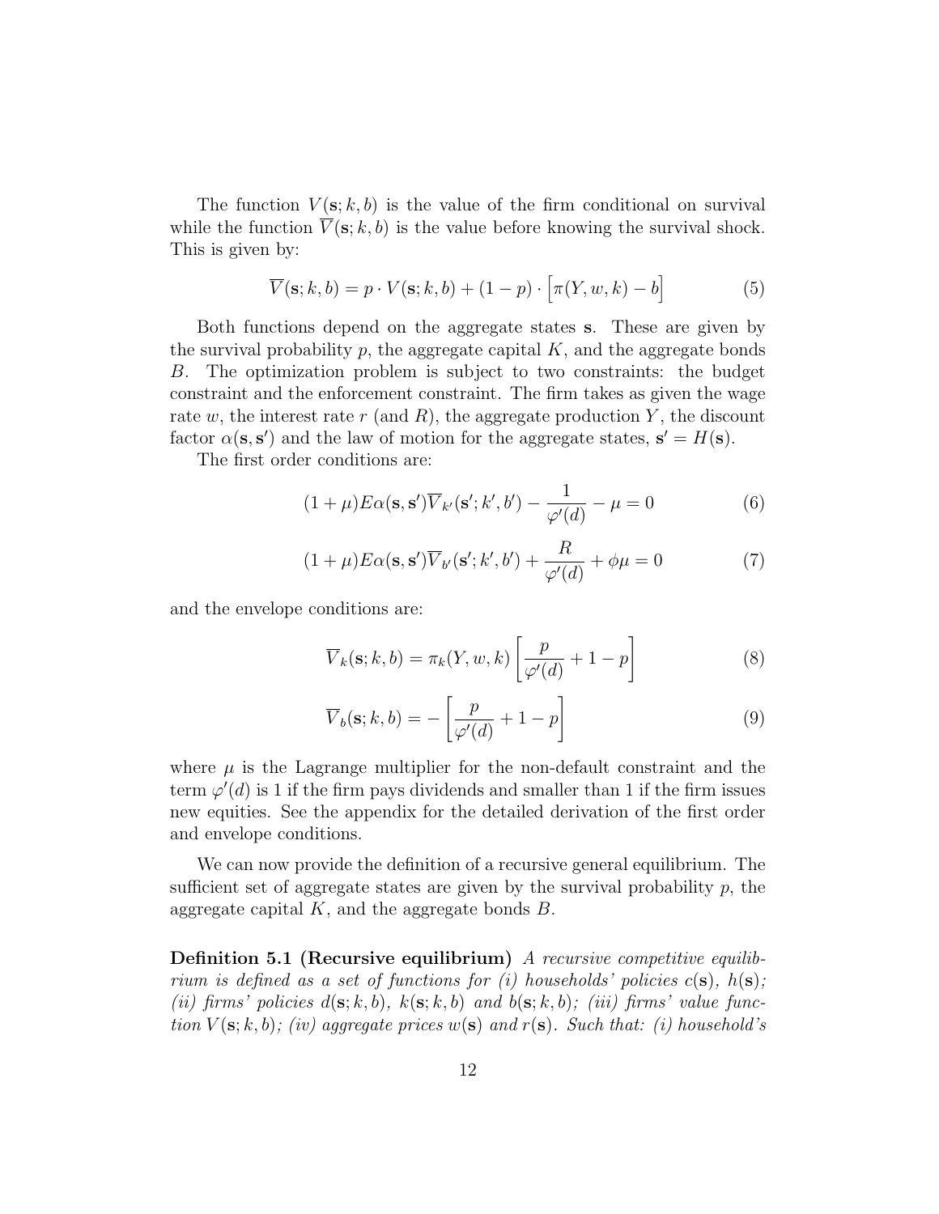The function $V(\mathbf{s}; k, b)$ is the value of the firm conditional on survival while the function $\overline{V}(\mathbf{s}; k, b)$ is the value before knowing the survival shock. This is given by:

$$\overline{V}(\mathbf{s}; k, b) = p \cdot V(\mathbf{s}; k, b) + (1 - p) \cdot \Big[\pi(Y, w, k) - b\Big] \tag{5}$$

Both functions depend on the aggregate states $\mathbf{s}$. These are given by the survival probability $p$, the aggregate capital $K$, and the aggregate bonds $B$. The optimization problem is subject to two constraints: the budget constraint and the enforcement constraint. The firm takes as given the wage rate $w$, the interest rate $r$ (and $R$), the aggregate production $Y$, the discount factor $\alpha(\mathbf{s}, \mathbf{s}')$ and the law of motion for the aggregate states, $\mathbf{s}' = H(\mathbf{s})$.

The first order conditions are:

$$(1 + \mu) E\alpha(\mathbf{s}, \mathbf{s}')\overline{V}_{k'}(\mathbf{s}'; k', b') - \frac{1}{\varphi'(d)} - \mu = 0 \tag{6}$$

$$(1 + \mu) E\alpha(\mathbf{s}, \mathbf{s}')\overline{V}_{b'}(\mathbf{s}'; k', b') + \frac{R}{\varphi'(d)} + \phi\mu = 0 \tag{7}$$

and the envelope conditions are:

$$\overline{V}_k(\mathbf{s}; k, b) = \pi_k(Y, w, k)\left[\frac{p}{\varphi'(d)} + 1 - p\right] \tag{8}$$

$$\overline{V}_b(\mathbf{s}; k, b) = -\left[\frac{p}{\varphi'(d)} + 1 - p\right] \tag{9}$$

where $\mu$ is the Lagrange multiplier for the non-default constraint and the term $\varphi'(d)$ is 1 if the firm pays dividends and smaller than 1 if the firm issues new equities. See the appendix for the detailed derivation of the first order and envelope conditions.

We can now provide the definition of a recursive general equilibrium. The sufficient set of aggregate states are given by the survival probability $p$, the aggregate capital $K$, and the aggregate bonds $B$.

**Definition 5.1 (Recursive equilibrium)** *A recursive competitive equilibrium is defined as a set of functions for (i) households' policies $c(\mathbf{s})$, $h(\mathbf{s})$; (ii) firms' policies $d(\mathbf{s}; k, b)$, $k(\mathbf{s}; k, b)$ and $b(\mathbf{s}; k, b)$; (iii) firms' value function $V(\mathbf{s}; k, b)$; (iv) aggregate prices $w(\mathbf{s})$ and $r(\mathbf{s})$. Such that: (i) household's*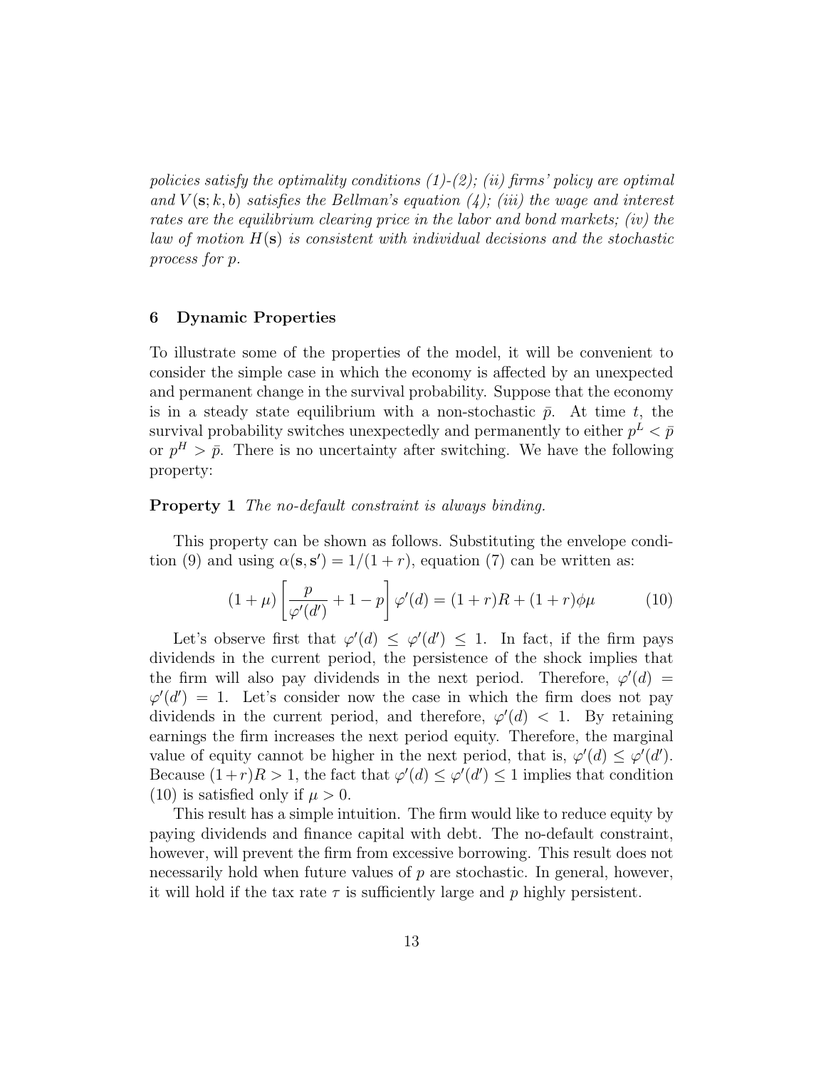*policies satisfy the optimality conditions (1)-(2); (ii) firms' policy are optimal and $V(\mathbf{s}; k, b)$ satisfies the Bellman's equation (4); (iii) the wage and interest rates are the equilibrium clearing price in the labor and bond markets; (iv) the law of motion $H(\mathbf{s})$ is consistent with individual decisions and the stochastic process for $p$.*

## 6 Dynamic Properties

To illustrate some of the properties of the model, it will be convenient to consider the simple case in which the economy is affected by an unexpected and permanent change in the survival probability. Suppose that the economy is in a steady state equilibrium with a non-stochastic $\bar{p}$. At time $t$, the survival probability switches unexpectedly and permanently to either $p^L < \bar{p}$ or $p^H > \bar{p}$. There is no uncertainty after switching. We have the following property:

**Property 1** *The no-default constraint is always binding.*

This property can be shown as follows. Substituting the envelope condition (9) and using $\alpha(\mathbf{s}, \mathbf{s}') = 1/(1+r)$, equation (7) can be written as:

$$(1+\mu)\left[\frac{p}{\varphi'(d')} + 1 - p\right]\varphi'(d) = (1+r)R + (1+r)\phi\mu \tag{10}$$

Let's observe first that $\varphi'(d) \leq \varphi'(d') \leq 1$. In fact, if the firm pays dividends in the current period, the persistence of the shock implies that the firm will also pay dividends in the next period. Therefore, $\varphi'(d) = \varphi'(d') = 1$. Let's consider now the case in which the firm does not pay dividends in the current period, and therefore, $\varphi'(d) < 1$. By retaining earnings the firm increases the next period equity. Therefore, the marginal value of equity cannot be higher in the next period, that is, $\varphi'(d) \leq \varphi'(d')$. Because $(1+r)R > 1$, the fact that $\varphi'(d) \leq \varphi'(d') \leq 1$ implies that condition (10) is satisfied only if $\mu > 0$.

This result has a simple intuition. The firm would like to reduce equity by paying dividends and finance capital with debt. The no-default constraint, however, will prevent the firm from excessive borrowing. This result does not necessarily hold when future values of $p$ are stochastic. In general, however, it will hold if the tax rate $\tau$ is sufficiently large and $p$ highly persistent.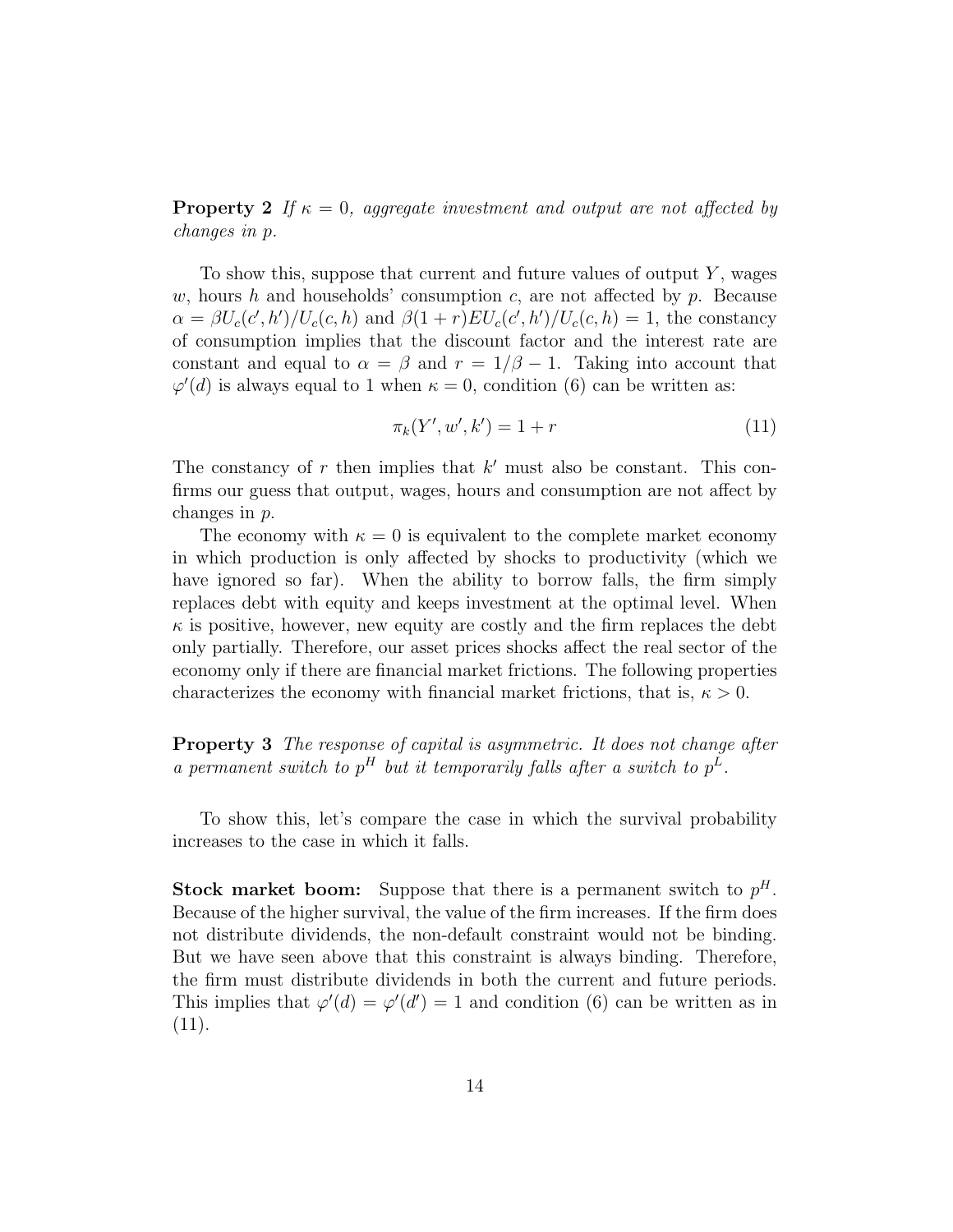**Property 2** *If $\kappa = 0$, aggregate investment and output are not affected by changes in $p$.*

To show this, suppose that current and future values of output $Y$, wages $w$, hours $h$ and households' consumption $c$, are not affected by $p$. Because $\alpha = \beta U_c(c', h')/U_c(c, h)$ and $\beta(1 + r)EU_c(c', h')/U_c(c, h) = 1$, the constancy of consumption implies that the discount factor and the interest rate are constant and equal to $\alpha = \beta$ and $r = 1/\beta - 1$. Taking into account that $\varphi'(d)$ is always equal to 1 when $\kappa = 0$, condition (6) can be written as:

$$\pi_k(Y', w', k') = 1 + r \tag{11}$$

The constancy of $r$ then implies that $k'$ must also be constant. This confirms our guess that output, wages, hours and consumption are not affect by changes in $p$.

The economy with $\kappa = 0$ is equivalent to the complete market economy in which production is only affected by shocks to productivity (which we have ignored so far). When the ability to borrow falls, the firm simply replaces debt with equity and keeps investment at the optimal level. When $\kappa$ is positive, however, new equity are costly and the firm replaces the debt only partially. Therefore, our asset prices shocks affect the real sector of the economy only if there are financial market frictions. The following properties characterizes the economy with financial market frictions, that is, $\kappa > 0$.

**Property 3** *The response of capital is asymmetric. It does not change after a permanent switch to $p^H$ but it temporarily falls after a switch to $p^L$.*

To show this, let's compare the case in which the survival probability increases to the case in which it falls.

**Stock market boom:** Suppose that there is a permanent switch to $p^H$. Because of the higher survival, the value of the firm increases. If the firm does not distribute dividends, the non-default constraint would not be binding. But we have seen above that this constraint is always binding. Therefore, the firm must distribute dividends in both the current and future periods. This implies that $\varphi'(d) = \varphi'(d') = 1$ and condition (6) can be written as in (11).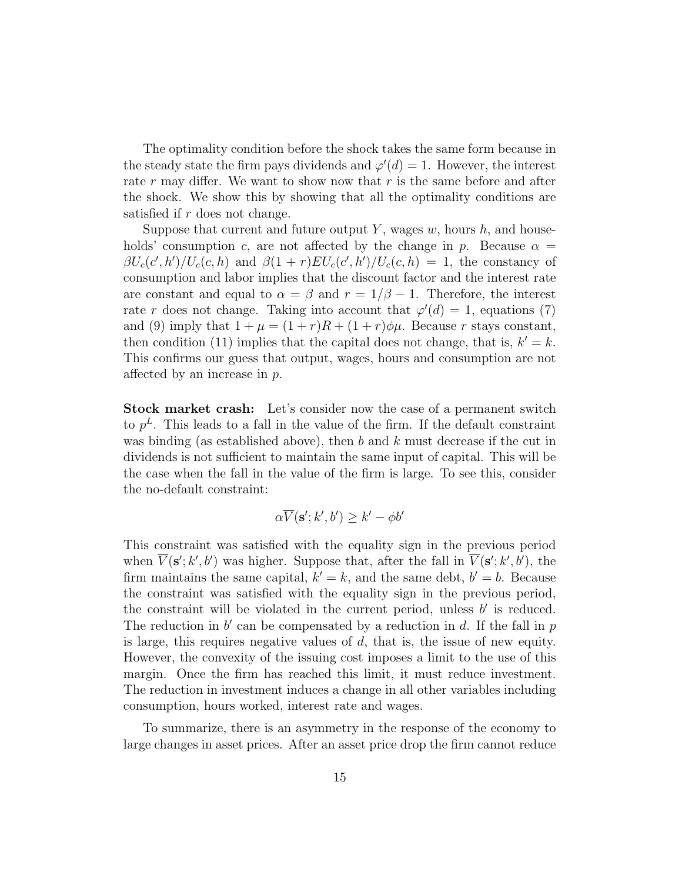The optimality condition before the shock takes the same form because in the steady state the firm pays dividends and $\varphi'(d) = 1$. However, the interest rate $r$ may differ. We want to show now that $r$ is the same before and after the shock. We show this by showing that all the optimality conditions are satisfied if $r$ does not change.

Suppose that current and future output $Y$, wages $w$, hours $h$, and households' consumption $c$, are not affected by the change in $p$. Because $\alpha = \beta U_c(c', h')/U_c(c, h)$ and $\beta(1 + r)EU_c(c', h')/U_c(c, h) = 1$, the constancy of consumption and labor implies that the discount factor and the interest rate are constant and equal to $\alpha = \beta$ and $r = 1/\beta - 1$. Therefore, the interest rate $r$ does not change. Taking into account that $\varphi'(d) = 1$, equations (7) and (9) imply that $1 + \mu = (1 + r)R + (1 + r)\phi\mu$. Because $r$ stays constant, then condition (11) implies that the capital does not change, that is, $k' = k$. This confirms our guess that output, wages, hours and consumption are not affected by an increase in $p$.

**Stock market crash:** Let's consider now the case of a permanent switch to $p^L$. This leads to a fall in the value of the firm. If the default constraint was binding (as established above), then $b$ and $k$ must decrease if the cut in dividends is not sufficient to maintain the same input of capital. This will be the case when the fall in the value of the firm is large. To see this, consider the no-default constraint:

$$\alpha \overline{V}(\mathbf{s}'; k', b') \geq k' - \phi b'$$

This constraint was satisfied with the equality sign in the previous period when $\overline{V}(\mathbf{s}'; k', b')$ was higher. Suppose that, after the fall in $\overline{V}(\mathbf{s}'; k', b')$, the firm maintains the same capital, $k' = k$, and the same debt, $b' = b$. Because the constraint was satisfied with the equality sign in the previous period, the constraint will be violated in the current period, unless $b'$ is reduced. The reduction in $b'$ can be compensated by a reduction in $d$. If the fall in $p$ is large, this requires negative values of $d$, that is, the issue of new equity. However, the convexity of the issuing cost imposes a limit to the use of this margin. Once the firm has reached this limit, it must reduce investment. The reduction in investment induces a change in all other variables including consumption, hours worked, interest rate and wages.

To summarize, there is an asymmetry in the response of the economy to large changes in asset prices. After an asset price drop the firm cannot reduce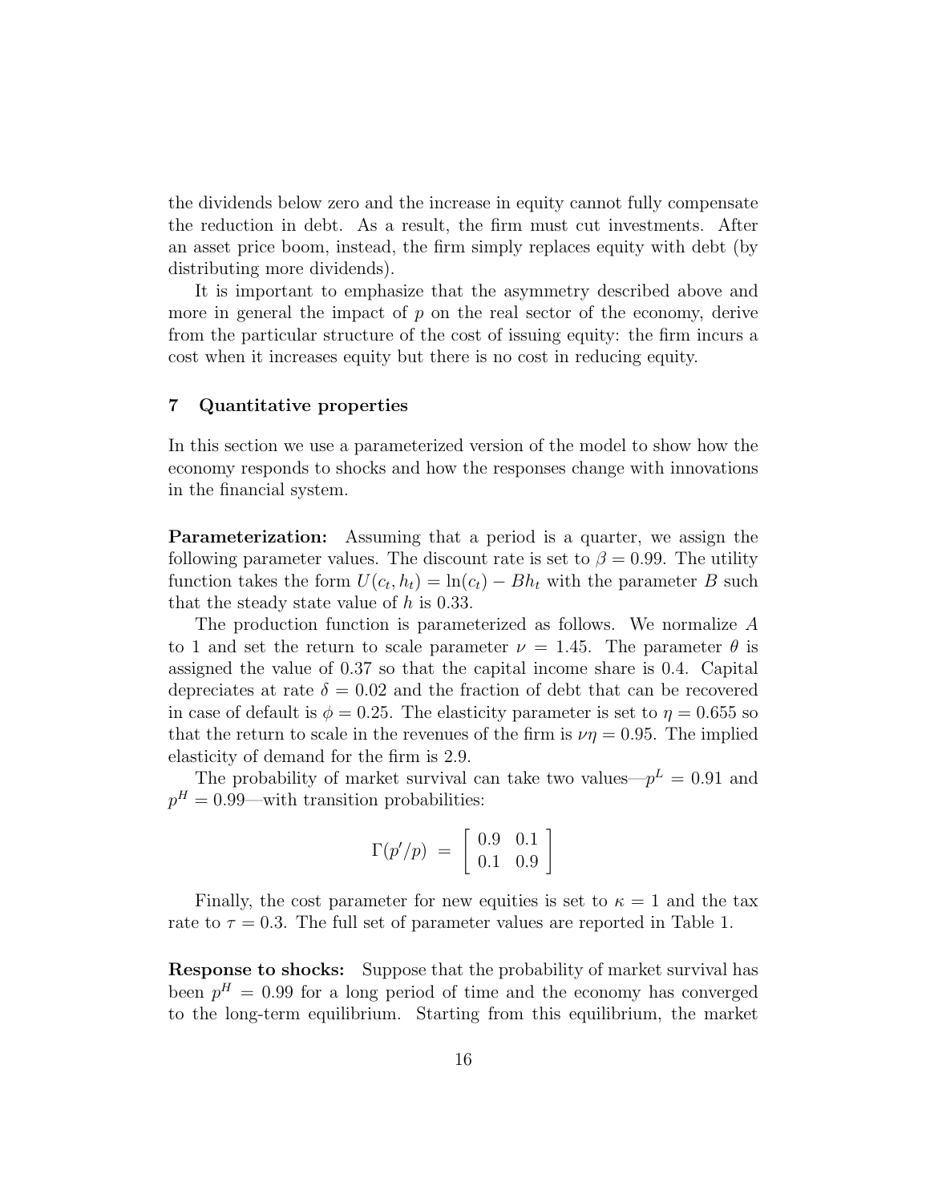the dividends below zero and the increase in equity cannot fully compensate the reduction in debt. As a result, the firm must cut investments. After an asset price boom, instead, the firm simply replaces equity with debt (by distributing more dividends).

It is important to emphasize that the asymmetry described above and more in general the impact of $p$ on the real sector of the economy, derive from the particular structure of the cost of issuing equity: the firm incurs a cost when it increases equity but there is no cost in reducing equity.

## 7 Quantitative properties

In this section we use a parameterized version of the model to show how the economy responds to shocks and how the responses change with innovations in the financial system.

**Parameterization:** Assuming that a period is a quarter, we assign the following parameter values. The discount rate is set to $\beta = 0.99$. The utility function takes the form $U(c_t, h_t) = \ln(c_t) - Bh_t$ with the parameter $B$ such that the steady state value of $h$ is 0.33.

The production function is parameterized as follows. We normalize $A$ to 1 and set the return to scale parameter $\nu = 1.45$. The parameter $\theta$ is assigned the value of 0.37 so that the capital income share is 0.4. Capital depreciates at rate $\delta = 0.02$ and the fraction of debt that can be recovered in case of default is $\phi = 0.25$. The elasticity parameter is set to $\eta = 0.655$ so that the return to scale in the revenues of the firm is $\nu\eta = 0.95$. The implied elasticity of demand for the firm is 2.9.

The probability of market survival can take two values—$p^L = 0.91$ and $p^H = 0.99$—with transition probabilities:

$$\Gamma(p'/p) \;=\; \begin{bmatrix} 0.9 & 0.1 \\ 0.1 & 0.9 \end{bmatrix}$$

Finally, the cost parameter for new equities is set to $\kappa = 1$ and the tax rate to $\tau = 0.3$. The full set of parameter values are reported in Table 1.

**Response to shocks:** Suppose that the probability of market survival has been $p^H = 0.99$ for a long period of time and the economy has converged to the long-term equilibrium. Starting from this equilibrium, the market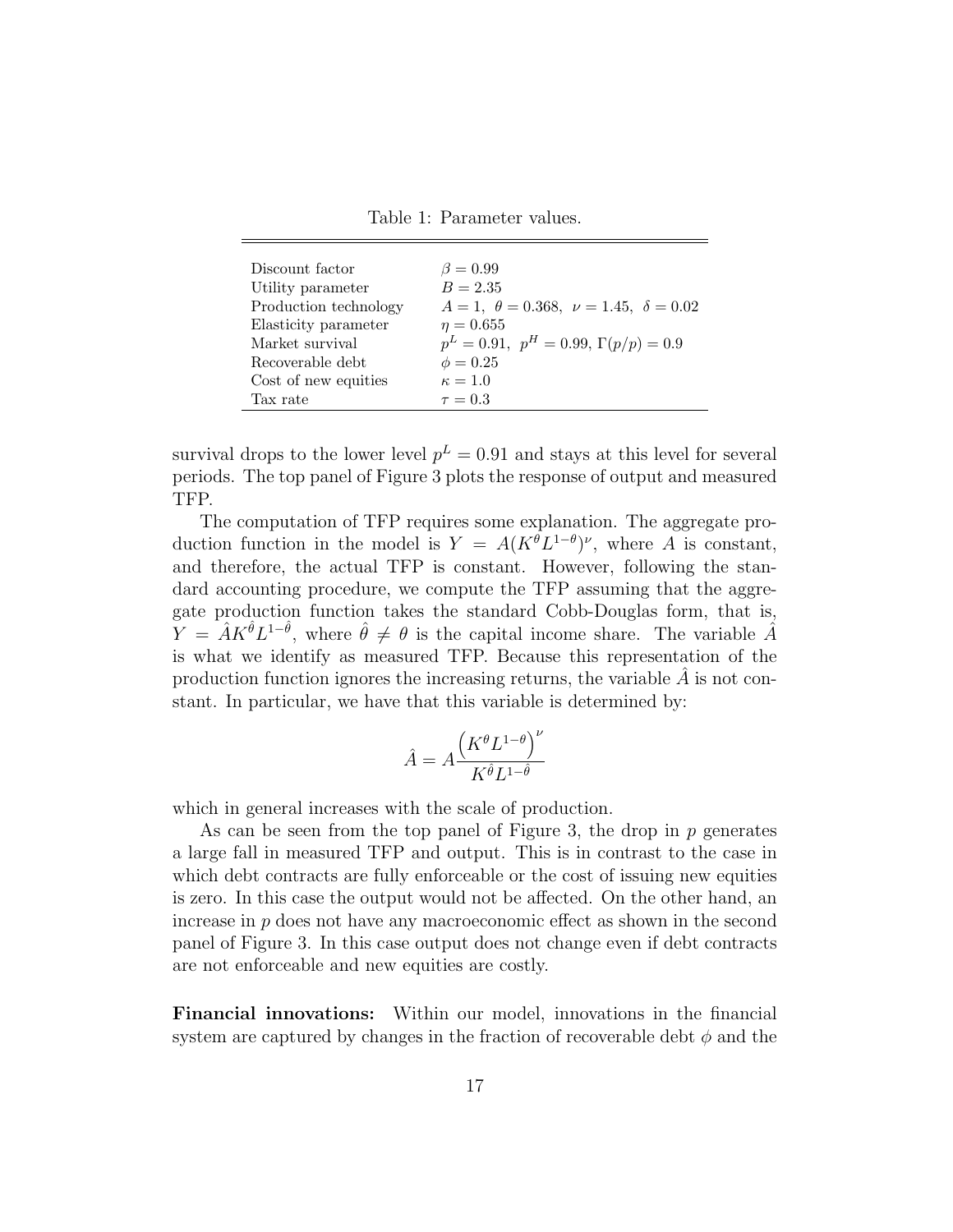Table 1: Parameter values.

| | |
|---|---|
| Discount factor | $\beta = 0.99$ |
| Utility parameter | $B = 2.35$ |
| Production technology | $A = 1,\ \theta = 0.368,\ \nu = 1.45,\ \delta = 0.02$ |
| Elasticity parameter | $\eta = 0.655$ |
| Market survival | $p^L = 0.91,\ p^H = 0.99,\ \Gamma(p/p) = 0.9$ |
| Recoverable debt | $\phi = 0.25$ |
| Cost of new equities | $\kappa = 1.0$ |
| Tax rate | $\tau = 0.3$ |

survival drops to the lower level $p^L = 0.91$ and stays at this level for several periods. The top panel of Figure 3 plots the response of output and measured TFP.

The computation of TFP requires some explanation. The aggregate production function in the model is $Y = A(K^{\theta}L^{1-\theta})^{\nu}$, where $A$ is constant, and therefore, the actual TFP is constant. However, following the standard accounting procedure, we compute the TFP assuming that the aggregate production function takes the standard Cobb-Douglas form, that is, $Y = \hat{A}K^{\hat{\theta}}L^{1-\hat{\theta}}$, where $\hat{\theta} \neq \theta$ is the capital income share. The variable $\hat{A}$ is what we identify as measured TFP. Because this representation of the production function ignores the increasing returns, the variable $\hat{A}$ is not constant. In particular, we have that this variable is determined by:

$$\hat{A} = A\frac{\left(K^{\theta}L^{1-\theta}\right)^{\nu}}{K^{\hat{\theta}}L^{1-\hat{\theta}}}$$

which in general increases with the scale of production.

As can be seen from the top panel of Figure 3, the drop in $p$ generates a large fall in measured TFP and output. This is in contrast to the case in which debt contracts are fully enforceable or the cost of issuing new equities is zero. In this case the output would not be affected. On the other hand, an increase in $p$ does not have any macroeconomic effect as shown in the second panel of Figure 3. In this case output does not change even if debt contracts are not enforceable and new equities are costly.

**Financial innovations:** Within our model, innovations in the financial system are captured by changes in the fraction of recoverable debt $\phi$ and the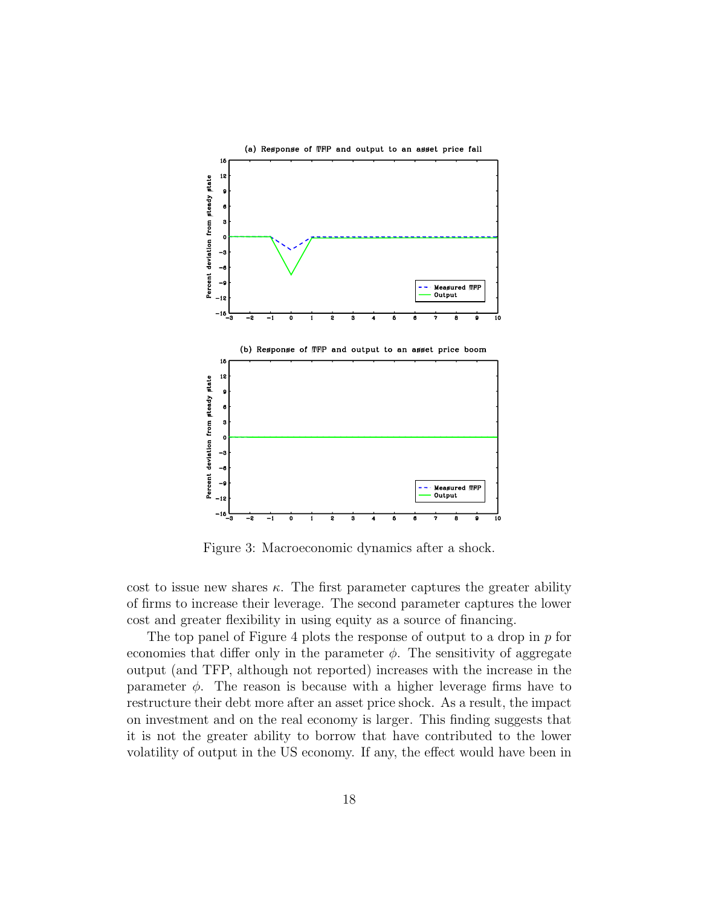Figure 3: Macroeconomic dynamics after a shock.

cost to issue new shares $\kappa$. The first parameter captures the greater ability of firms to increase their leverage. The second parameter captures the lower cost and greater flexibility in using equity as a source of financing.

The top panel of Figure 4 plots the response of output to a drop in $p$ for economies that differ only in the parameter $\phi$. The sensitivity of aggregate output (and TFP, although not reported) increases with the increase in the parameter $\phi$. The reason is because with a higher leverage firms have to restructure their debt more after an asset price shock. As a result, the impact on investment and on the real economy is larger. This finding suggests that it is not the greater ability to borrow that have contributed to the lower volatility of output in the US economy. If any, the effect would have been in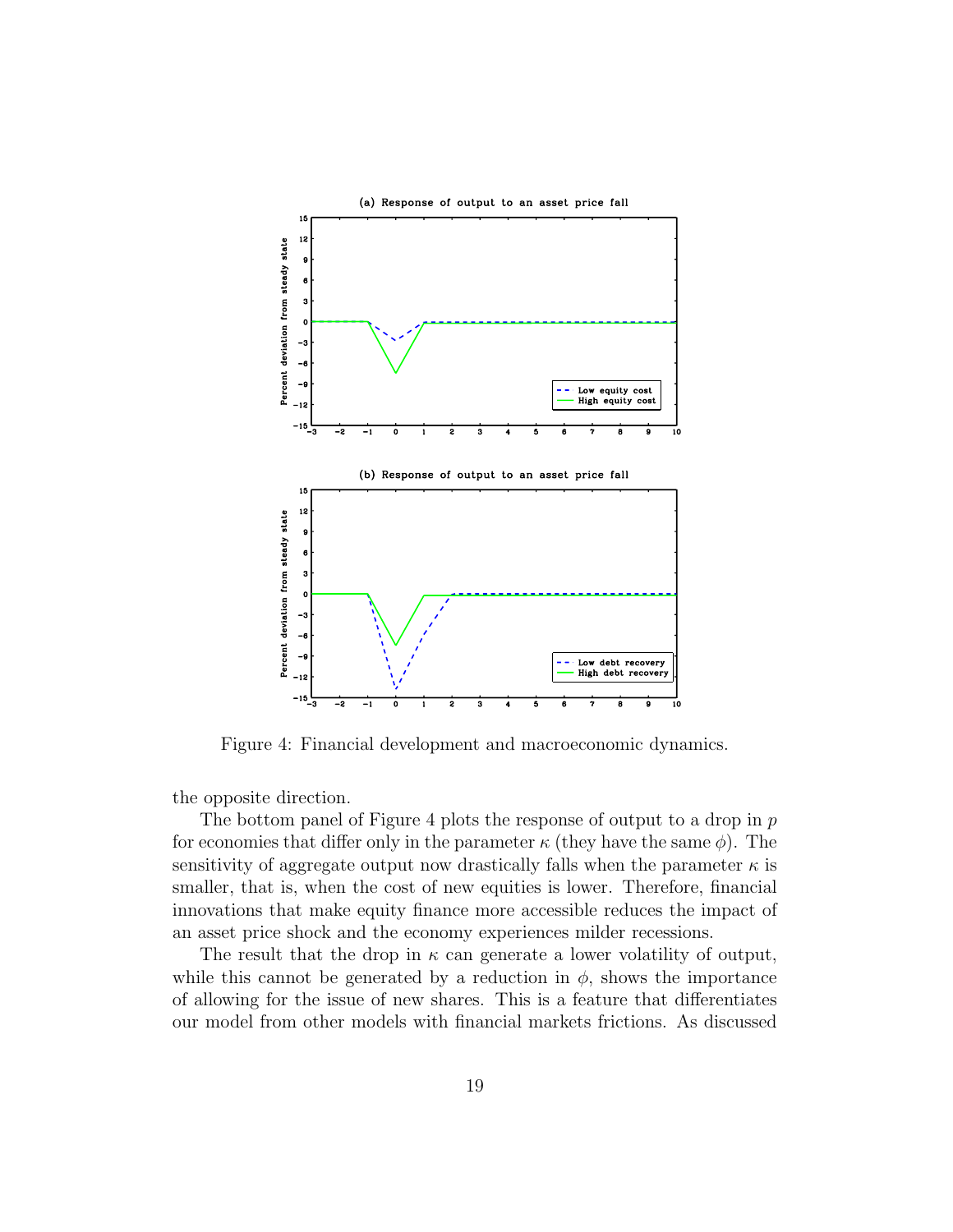Figure 4: Financial development and macroeconomic dynamics.

the opposite direction.

The bottom panel of Figure 4 plots the response of output to a drop in $p$ for economies that differ only in the parameter $\kappa$ (they have the same $\phi$). The sensitivity of aggregate output now drastically falls when the parameter $\kappa$ is smaller, that is, when the cost of new equities is lower. Therefore, financial innovations that make equity finance more accessible reduces the impact of an asset price shock and the economy experiences milder recessions.

The result that the drop in $\kappa$ can generate a lower volatility of output, while this cannot be generated by a reduction in $\phi$, shows the importance of allowing for the issue of new shares. This is a feature that differentiates our model from other models with financial markets frictions. As discussed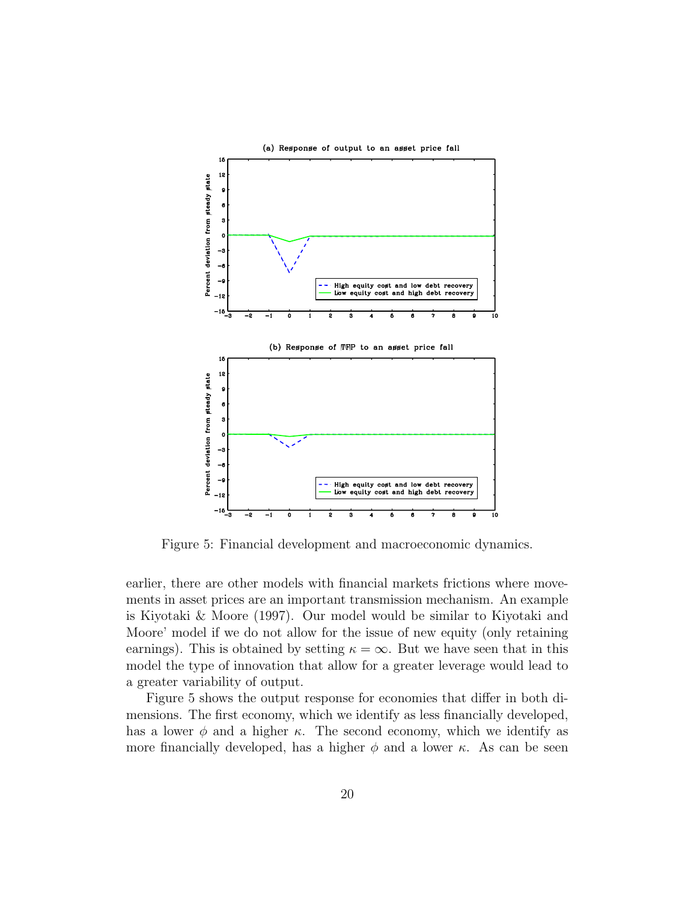Figure 5: Financial development and macroeconomic dynamics.

earlier, there are other models with financial markets frictions where movements in asset prices are an important transmission mechanism. An example is Kiyotaki & Moore (1997). Our model would be similar to Kiyotaki and Moore' model if we do not allow for the issue of new equity (only retaining earnings). This is obtained by setting $\kappa = \infty$. But we have seen that in this model the type of innovation that allow for a greater leverage would lead to a greater variability of output.

Figure 5 shows the output response for economies that differ in both dimensions. The first economy, which we identify as less financially developed, has a lower $\phi$ and a higher $\kappa$. The second economy, which we identify as more financially developed, has a higher $\phi$ and a lower $\kappa$. As can be seen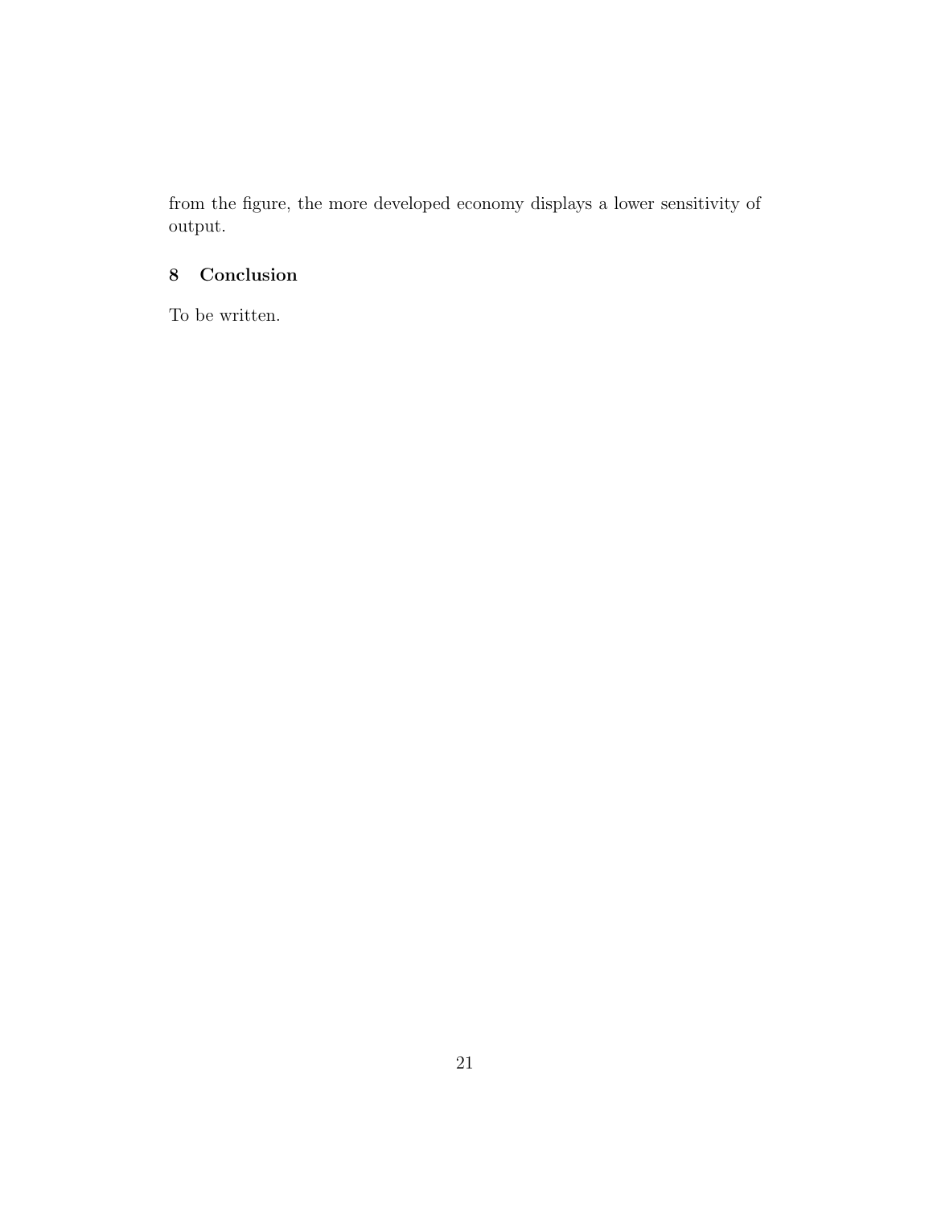from the figure, the more developed economy displays a lower sensitivity of output.

## 8 Conclusion

To be written.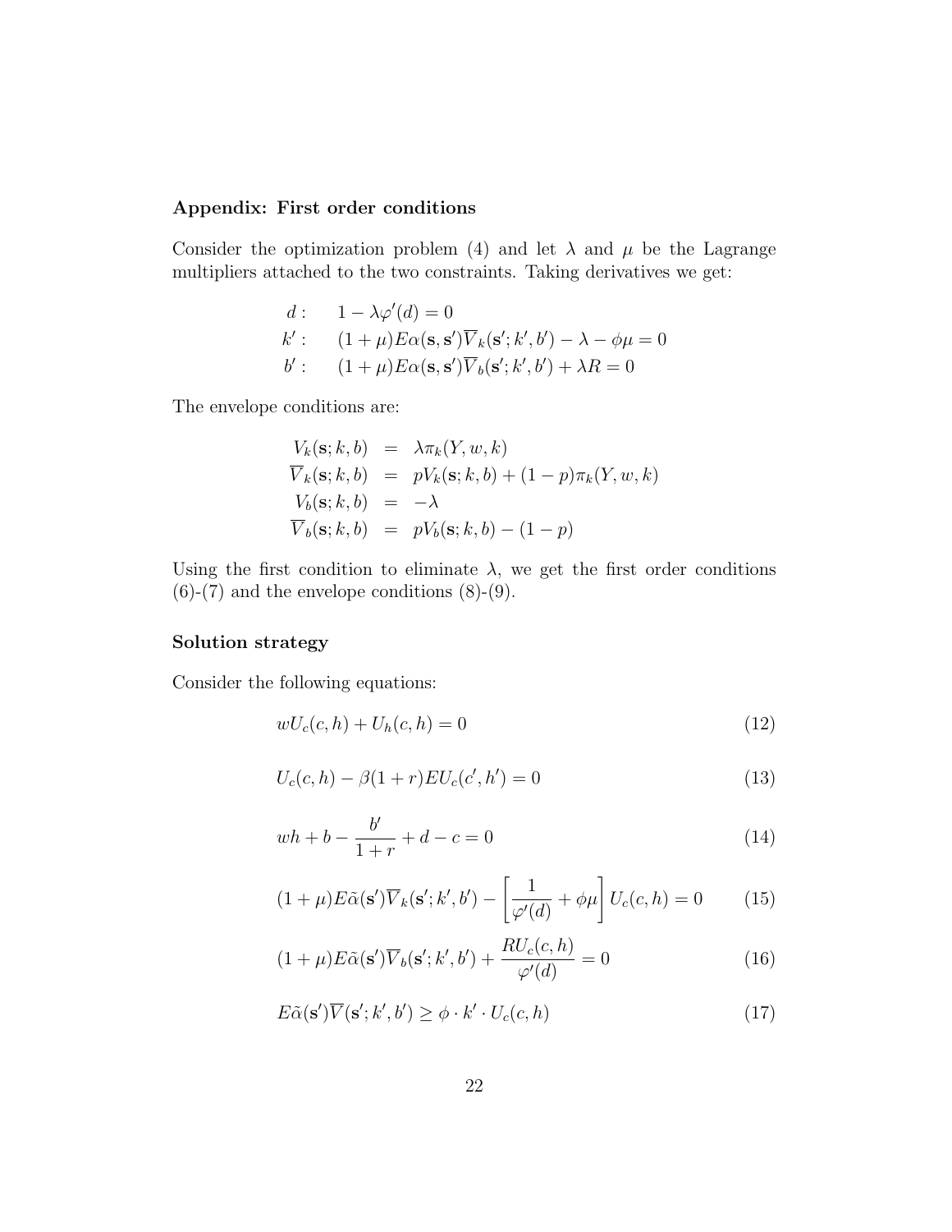**Appendix: First order conditions**

Consider the optimization problem (4) and let $\lambda$ and $\mu$ be the Lagrange multipliers attached to the two constraints. Taking derivatives we get:

$$
\begin{aligned}
d: &\quad 1 - \lambda \varphi'(d) = 0 \\
k': &\quad (1+\mu) E\alpha(\mathbf{s}, \mathbf{s}') \overline{V}_k(\mathbf{s}'; k', b') - \lambda - \phi\mu = 0 \\
b': &\quad (1+\mu) E\alpha(\mathbf{s}, \mathbf{s}') \overline{V}_b(\mathbf{s}'; k', b') + \lambda R = 0
\end{aligned}
$$

The envelope conditions are:

$$
\begin{aligned}
V_k(\mathbf{s}; k, b) &= \lambda \pi_k(Y, w, k) \\
\overline{V}_k(\mathbf{s}; k, b) &= p V_k(\mathbf{s}; k, b) + (1-p)\pi_k(Y, w, k) \\
V_b(\mathbf{s}; k, b) &= -\lambda \\
\overline{V}_b(\mathbf{s}; k, b) &= p V_b(\mathbf{s}; k, b) - (1-p)
\end{aligned}
$$

Using the first condition to eliminate $\lambda$, we get the first order conditions (6)-(7) and the envelope conditions (8)-(9).

**Solution strategy**

Consider the following equations:

$$
wU_c(c, h) + U_h(c, h) = 0 \tag{12}
$$

$$
U_c(c, h) - \beta(1+r) E U_c(c', h') = 0 \tag{13}
$$

$$
wh + b - \frac{b'}{1+r} + d - c = 0 \tag{14}
$$

$$
(1+\mu) E\tilde{\alpha}(\mathbf{s}') \overline{V}_k(\mathbf{s}'; k', b') - \left[ \frac{1}{\varphi'(d)} + \phi\mu \right] U_c(c, h) = 0 \tag{15}
$$

$$
(1+\mu) E\tilde{\alpha}(\mathbf{s}') \overline{V}_b(\mathbf{s}'; k', b') + \frac{RU_c(c, h)}{\varphi'(d)} = 0 \tag{16}
$$

$$
E\tilde{\alpha}(\mathbf{s}') \overline{V}(\mathbf{s}'; k', b') \geq \phi \cdot k' \cdot U_c(c, h) \tag{17}
$$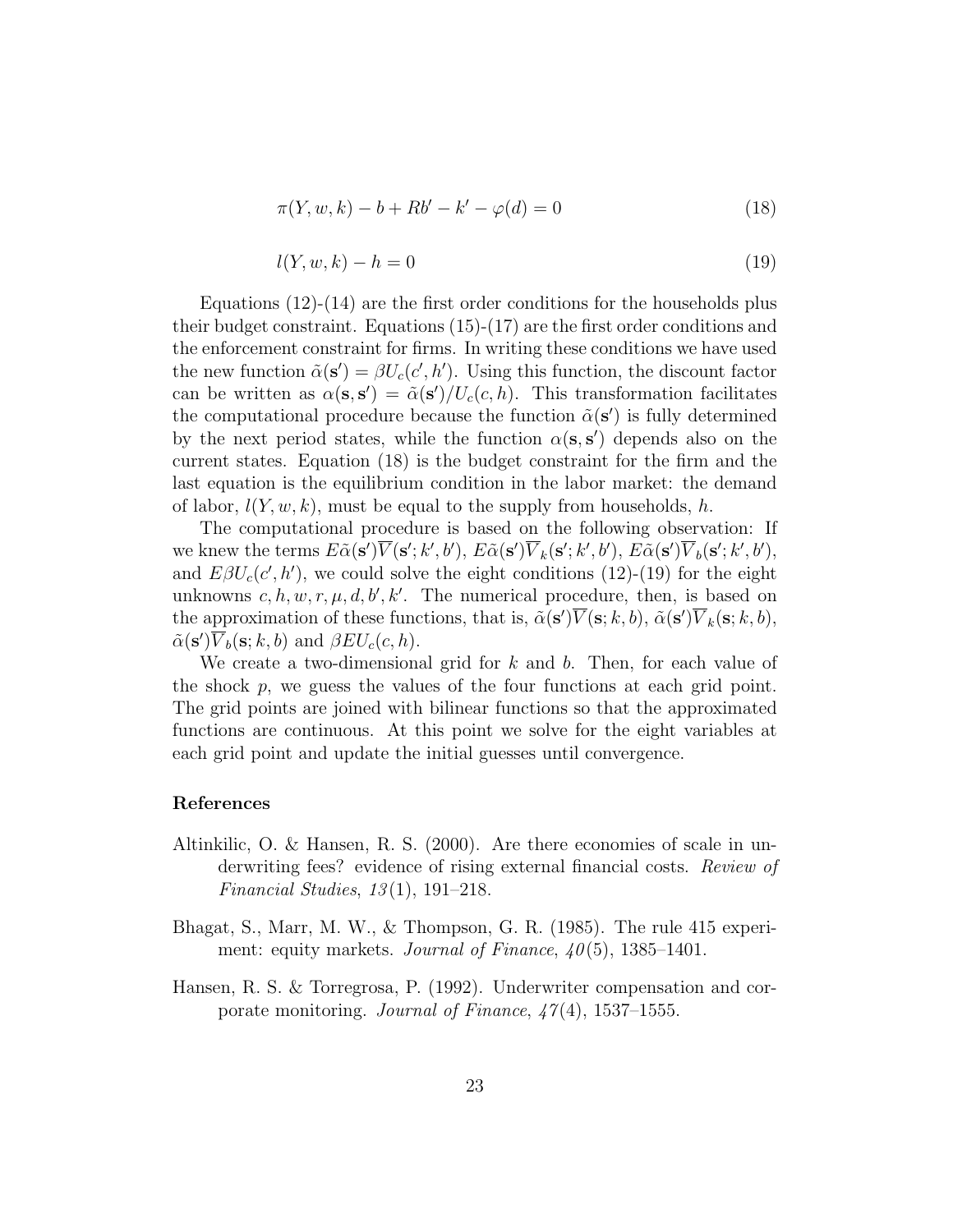$$\pi(Y, w, k) - b + Rb' - k' - \varphi(d) = 0 \tag{18}$$

$$l(Y, w, k) - h = 0 \tag{19}$$

Equations (12)-(14) are the first order conditions for the households plus their budget constraint. Equations (15)-(17) are the first order conditions and the enforcement constraint for firms. In writing these conditions we have used the new function $\tilde{\alpha}(\mathbf{s}') = \beta U_c(c', h')$. Using this function, the discount factor can be written as $\alpha(\mathbf{s}, \mathbf{s}') = \tilde{\alpha}(\mathbf{s}')/U_c(c, h)$. This transformation facilitates the computational procedure because the function $\tilde{\alpha}(\mathbf{s}')$ is fully determined by the next period states, while the function $\alpha(\mathbf{s}, \mathbf{s}')$ depends also on the current states. Equation (18) is the budget constraint for the firm and the last equation is the equilibrium condition in the labor market: the demand of labor, $l(Y, w, k)$, must be equal to the supply from households, $h$.

The computational procedure is based on the following observation: If we knew the terms $E\tilde{\alpha}(\mathbf{s}')\overline{V}(\mathbf{s}'; k', b')$, $E\tilde{\alpha}(\mathbf{s}')\overline{V}_k(\mathbf{s}'; k', b')$, $E\tilde{\alpha}(\mathbf{s}')\overline{V}_b(\mathbf{s}'; k', b')$, and $E\beta U_c(c', h')$, we could solve the eight conditions (12)-(19) for the eight unknowns $c, h, w, r, \mu, d, b', k'$. The numerical procedure, then, is based on the approximation of these functions, that is, $\tilde{\alpha}(\mathbf{s}')\overline{V}(\mathbf{s}; k, b)$, $\tilde{\alpha}(\mathbf{s}')\overline{V}_k(\mathbf{s}; k, b)$, $\tilde{\alpha}(\mathbf{s}')\overline{V}_b(\mathbf{s}; k, b)$ and $\beta E U_c(c, h)$.

We create a two-dimensional grid for $k$ and $b$. Then, for each value of the shock $p$, we guess the values of the four functions at each grid point. The grid points are joined with bilinear functions so that the approximated functions are continuous. At this point we solve for the eight variables at each grid point and update the initial guesses until convergence.

## References

Altinkilic, O. & Hansen, R. S. (2000). Are there economies of scale in underwriting fees? evidence of rising external financial costs. *Review of Financial Studies*, *13*(1), 191–218.

Bhagat, S., Marr, M. W., & Thompson, G. R. (1985). The rule 415 experiment: equity markets. *Journal of Finance*, *40*(5), 1385–1401.

Hansen, R. S. & Torregrosa, P. (1992). Underwriter compensation and corporate monitoring. *Journal of Finance*, *47*(4), 1537–1555.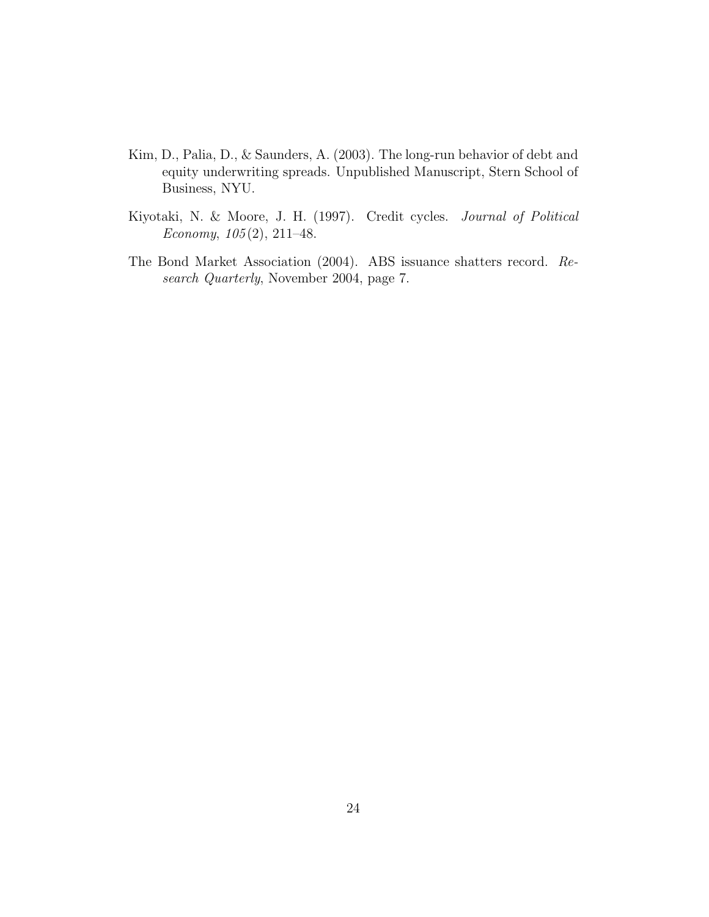Kim, D., Palia, D., & Saunders, A. (2003). The long-run behavior of debt and equity underwriting spreads. Unpublished Manuscript, Stern School of Business, NYU.

Kiyotaki, N. & Moore, J. H. (1997). Credit cycles. *Journal of Political Economy*, *105*(2), 211–48.

The Bond Market Association (2004). ABS issuance shatters record. *Research Quarterly*, November 2004, page 7.